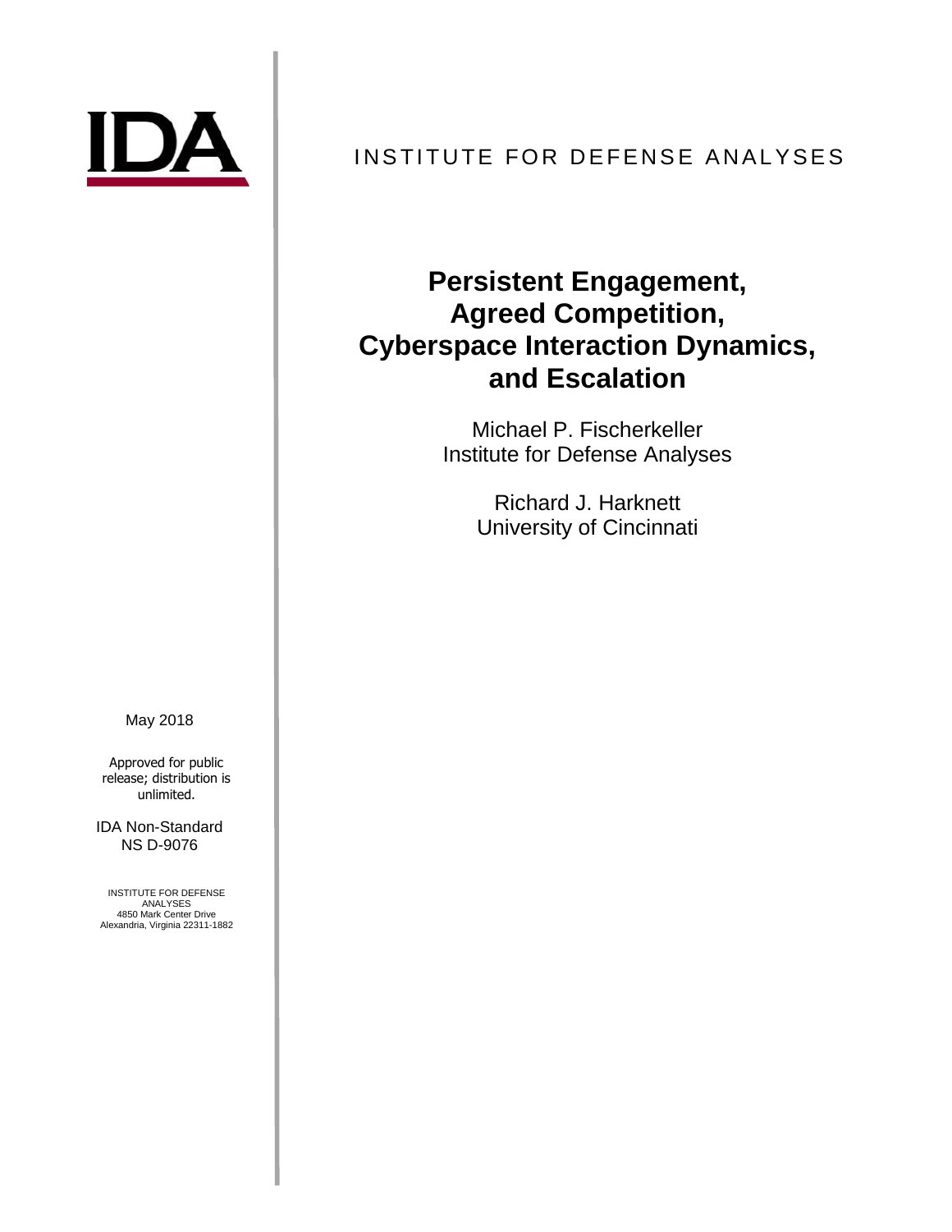IDA

INSTITUTE FOR DEFENSE ANALYSES

# Persistent Engagement, Agreed Competition, Cyberspace Interaction Dynamics, and Escalation

Michael P. Fischerkeller
Institute for Defense Analyses

Richard J. Harknett
University of Cincinnati

May 2018

Approved for public release; distribution is unlimited.

IDA Non-Standard
NS D-9076

INSTITUTE FOR DEFENSE ANALYSES
4850 Mark Center Drive
Alexandria, Virginia 22311-1882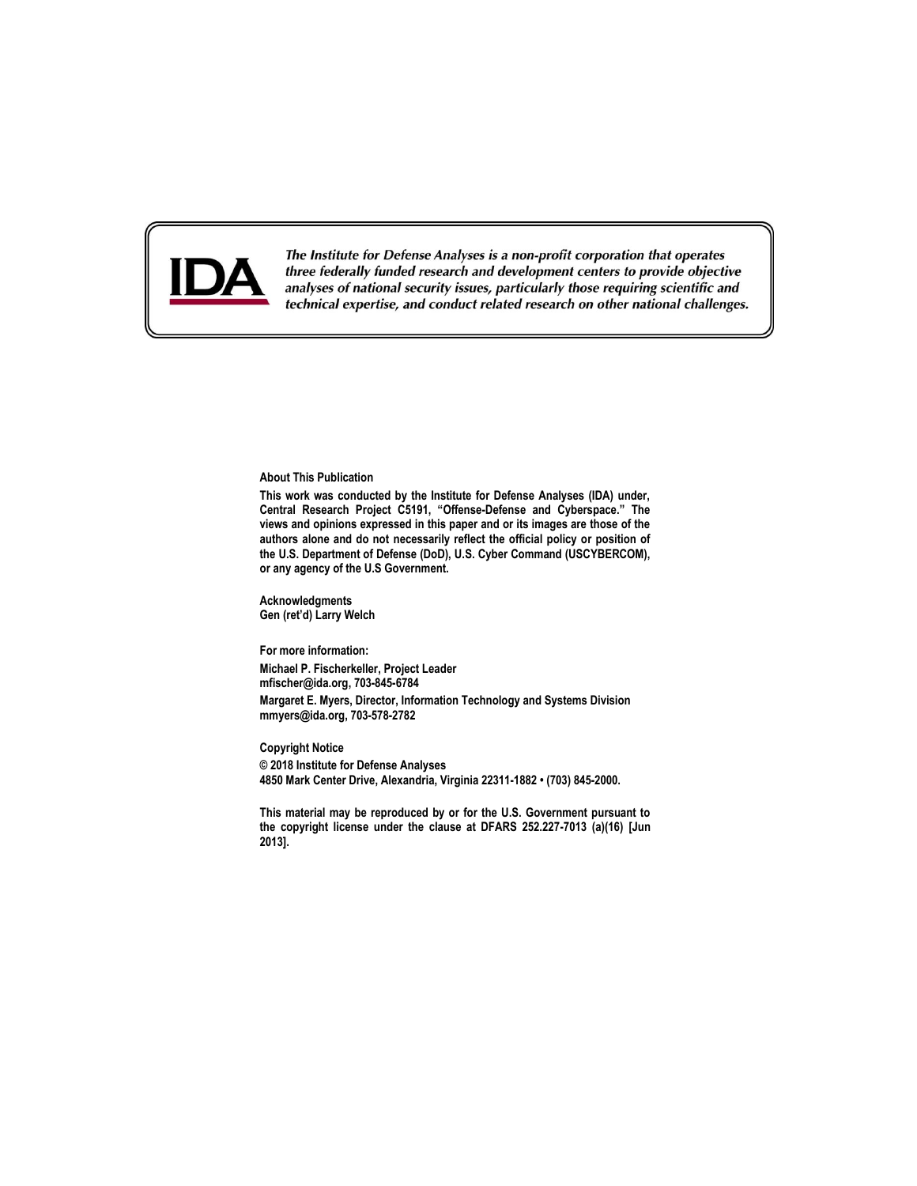IDA

*The Institute for Defense Analyses is a non-profit corporation that operates three federally funded research and development centers to provide objective analyses of national security issues, particularly those requiring scientific and technical expertise, and conduct related research on other national challenges.*

**About This Publication**

**This work was conducted by the Institute for Defense Analyses (IDA) under, Central Research Project C5191, "Offense-Defense and Cyberspace." The views and opinions expressed in this paper and or its images are those of the authors alone and do not necessarily reflect the official policy or position of the U.S. Department of Defense (DoD), U.S. Cyber Command (USCYBERCOM), or any agency of the U.S Government.**

**Acknowledgments**
**Gen (ret'd) Larry Welch**

**For more information:**

**Michael P. Fischerkeller, Project Leader**
**mfischer@ida.org, 703-845-6784**

**Margaret E. Myers, Director, Information Technology and Systems Division**
**mmyers@ida.org, 703-578-2782**

**Copyright Notice**

**© 2018 Institute for Defense Analyses**
**4850 Mark Center Drive, Alexandria, Virginia 22311-1882 • (703) 845-2000.**

**This material may be reproduced by or for the U.S. Government pursuant to the copyright license under the clause at DFARS 252.227-7013 (a)(16) [Jun 2013].**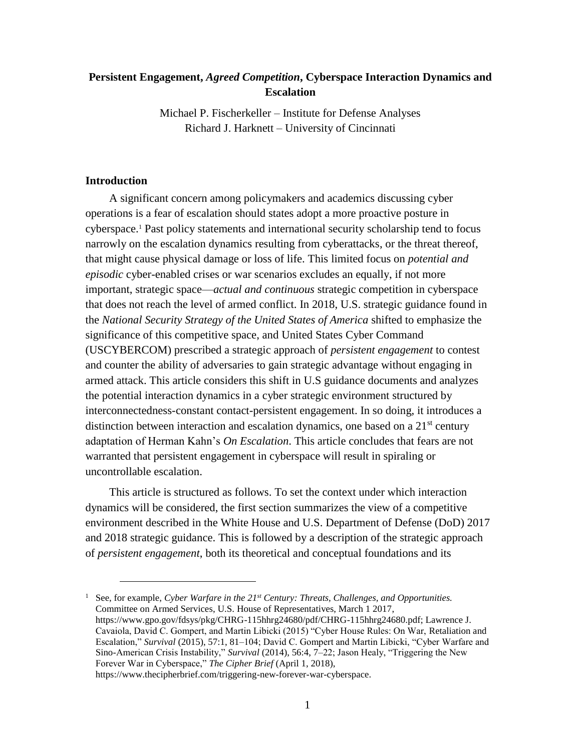# **Persistent Engagement, *Agreed Competition*, Cyberspace Interaction Dynamics and Escalation**

Michael P. Fischerkeller – Institute for Defense Analyses
Richard J. Harknett – University of Cincinnati

## **Introduction**

A significant concern among policymakers and academics discussing cyber operations is a fear of escalation should states adopt a more proactive posture in cyberspace.[1] Past policy statements and international security scholarship tend to focus narrowly on the escalation dynamics resulting from cyberattacks, or the threat thereof, that might cause physical damage or loss of life. This limited focus on *potential and episodic* cyber-enabled crises or war scenarios excludes an equally, if not more important, strategic space—*actual and continuous* strategic competition in cyberspace that does not reach the level of armed conflict. In 2018, U.S. strategic guidance found in the *National Security Strategy of the United States of America* shifted to emphasize the significance of this competitive space, and United States Cyber Command (USCYBERCOM) prescribed a strategic approach of *persistent engagement* to contest and counter the ability of adversaries to gain strategic advantage without engaging in armed attack. This article considers this shift in U.S guidance documents and analyzes the potential interaction dynamics in a cyber strategic environment structured by interconnectedness-constant contact-persistent engagement. In so doing, it introduces a distinction between interaction and escalation dynamics, one based on a 21$^{st}$ century adaptation of Herman Kahn's *On Escalation*. This article concludes that fears are not warranted that persistent engagement in cyberspace will result in spiraling or uncontrollable escalation.

This article is structured as follows. To set the context under which interaction dynamics will be considered, the first section summarizes the view of a competitive environment described in the White House and U.S. Department of Defense (DoD) 2017 and 2018 strategic guidance. This is followed by a description of the strategic approach of *persistent engagement*, both its theoretical and conceptual foundations and its

---

[1] See, for example, *Cyber Warfare in the 21$^{st}$ Century: Threats, Challenges, and Opportunities.* Committee on Armed Services, U.S. House of Representatives, March 1 2017, https://www.gpo.gov/fdsys/pkg/CHRG-115hhrg24680/pdf/CHRG-115hhrg24680.pdf; Lawrence J. Cavaiola, David C. Gompert, and Martin Libicki (2015) "Cyber House Rules: On War, Retaliation and Escalation," *Survival* (2015), 57:1, 81–104; David C. Gompert and Martin Libicki, "Cyber Warfare and Sino-American Crisis Instability," *Survival* (2014), 56:4, 7–22; Jason Healy, "Triggering the New Forever War in Cyberspace," *The Cipher Brief* (April 1, 2018), https://www.thecipherbrief.com/triggering-new-forever-war-cyberspace.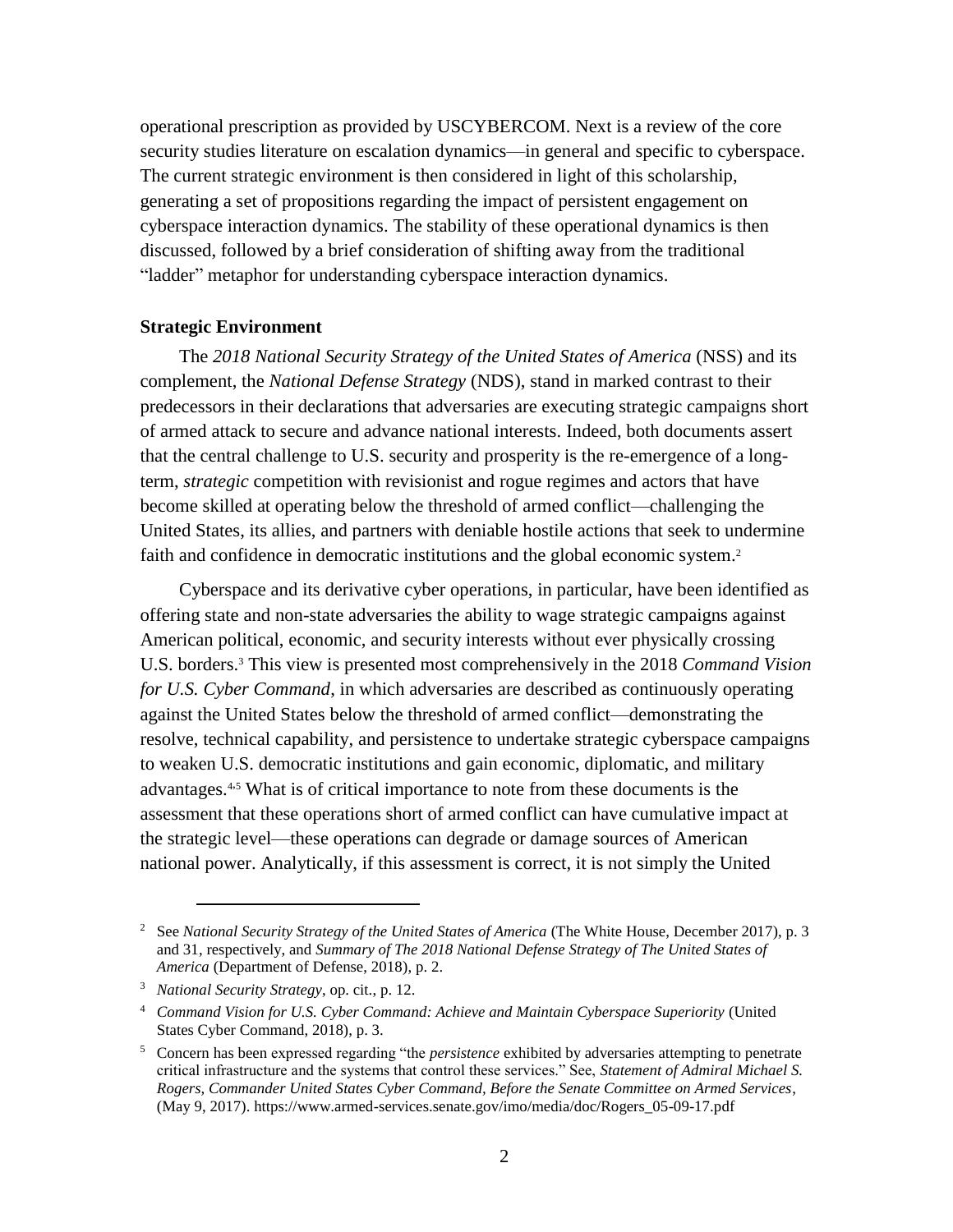operational prescription as provided by USCYBERCOM. Next is a review of the core security studies literature on escalation dynamics—in general and specific to cyberspace. The current strategic environment is then considered in light of this scholarship, generating a set of propositions regarding the impact of persistent engagement on cyberspace interaction dynamics. The stability of these operational dynamics is then discussed, followed by a brief consideration of shifting away from the traditional "ladder" metaphor for understanding cyberspace interaction dynamics.

**Strategic Environment**

The *2018 National Security Strategy of the United States of America* (NSS) and its complement, the *National Defense Strategy* (NDS), stand in marked contrast to their predecessors in their declarations that adversaries are executing strategic campaigns short of armed attack to secure and advance national interests. Indeed, both documents assert that the central challenge to U.S. security and prosperity is the re-emergence of a long-term, *strategic* competition with revisionist and rogue regimes and actors that have become skilled at operating below the threshold of armed conflict—challenging the United States, its allies, and partners with deniable hostile actions that seek to undermine faith and confidence in democratic institutions and the global economic system.[2]

Cyberspace and its derivative cyber operations, in particular, have been identified as offering state and non-state adversaries the ability to wage strategic campaigns against American political, economic, and security interests without ever physically crossing U.S. borders.[3] This view is presented most comprehensively in the 2018 *Command Vision for U.S. Cyber Command*, in which adversaries are described as continuously operating against the United States below the threshold of armed conflict—demonstrating the resolve, technical capability, and persistence to undertake strategic cyberspace campaigns to weaken U.S. democratic institutions and gain economic, diplomatic, and military advantages.[4,5] What is of critical importance to note from these documents is the assessment that these operations short of armed conflict can have cumulative impact at the strategic level—these operations can degrade or damage sources of American national power. Analytically, if this assessment is correct, it is not simply the United

---

[2] See *National Security Strategy of the United States of America* (The White House, December 2017), p. 3 and 31, respectively, and *Summary of The 2018 National Defense Strategy of The United States of America* (Department of Defense, 2018), p. 2.

[3] *National Security Strategy*, op. cit., p. 12.

[4] *Command Vision for U.S. Cyber Command: Achieve and Maintain Cyberspace Superiority* (United States Cyber Command, 2018), p. 3.

[5] Concern has been expressed regarding "the *persistence* exhibited by adversaries attempting to penetrate critical infrastructure and the systems that control these services." See, *Statement of Admiral Michael S. Rogers, Commander United States Cyber Command, Before the Senate Committee on Armed Services*, (May 9, 2017). https://www.armed-services.senate.gov/imo/media/doc/Rogers_05-09-17.pdf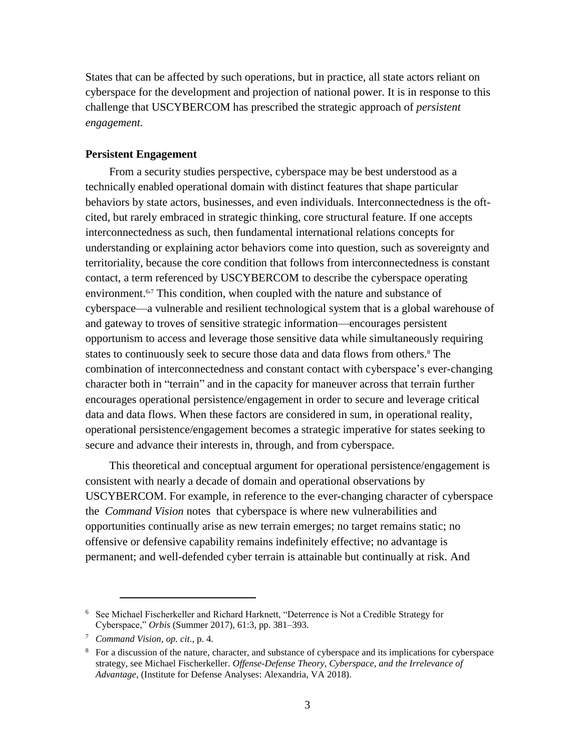States that can be affected by such operations, but in practice, all state actors reliant on cyberspace for the development and projection of national power. It is in response to this challenge that USCYBERCOM has prescribed the strategic approach of *persistent engagement.*

**Persistent Engagement**

From a security studies perspective, cyberspace may be best understood as a technically enabled operational domain with distinct features that shape particular behaviors by state actors, businesses, and even individuals. Interconnectedness is the oft-cited, but rarely embraced in strategic thinking, core structural feature. If one accepts interconnectedness as such, then fundamental international relations concepts for understanding or explaining actor behaviors come into question, such as sovereignty and territoriality, because the core condition that follows from interconnectedness is constant contact, a term referenced by USCYBERCOM to describe the cyberspace operating environment.[6,7] This condition, when coupled with the nature and substance of cyberspace—a vulnerable and resilient technological system that is a global warehouse of and gateway to troves of sensitive strategic information—encourages persistent opportunism to access and leverage those sensitive data while simultaneously requiring states to continuously seek to secure those data and data flows from others.[8] The combination of interconnectedness and constant contact with cyberspace's ever-changing character both in "terrain" and in the capacity for maneuver across that terrain further encourages operational persistence/engagement in order to secure and leverage critical data and data flows. When these factors are considered in sum, in operational reality, operational persistence/engagement becomes a strategic imperative for states seeking to secure and advance their interests in, through, and from cyberspace.

This theoretical and conceptual argument for operational persistence/engagement is consistent with nearly a decade of domain and operational observations by USCYBERCOM. For example, in reference to the ever-changing character of cyberspace the *Command Vision* notes that cyberspace is where new vulnerabilities and opportunities continually arise as new terrain emerges; no target remains static; no offensive or defensive capability remains indefinitely effective; no advantage is permanent; and well-defended cyber terrain is attainable but continually at risk. And

---

[6] See Michael Fischerkeller and Richard Harknett, "Deterrence is Not a Credible Strategy for Cyberspace," *Orbis* (Summer 2017), 61:3, pp. 381–393.

[7] *Command Vision*, *op. cit*., p. 4.

[8] For a discussion of the nature, character, and substance of cyberspace and its implications for cyberspace strategy, see Michael Fischerkeller. *Offense-Defense Theory, Cyberspace, and the Irrelevance of Advantage*, (Institute for Defense Analyses: Alexandria, VA 2018).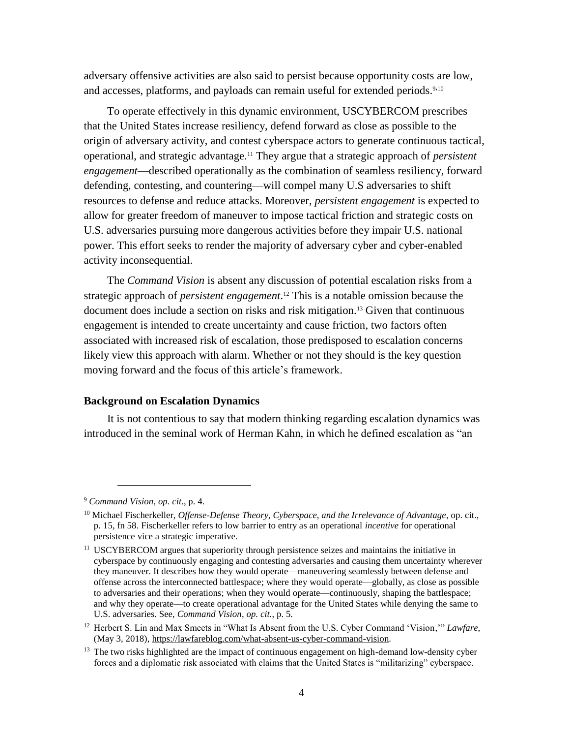adversary offensive activities are also said to persist because opportunity costs are low, and accesses, platforms, and payloads can remain useful for extended periods.[9,10]

To operate effectively in this dynamic environment, USCYBERCOM prescribes that the United States increase resiliency, defend forward as close as possible to the origin of adversary activity, and contest cyberspace actors to generate continuous tactical, operational, and strategic advantage.[11] They argue that a strategic approach of *persistent engagement*—described operationally as the combination of seamless resiliency, forward defending, contesting, and countering—will compel many U.S adversaries to shift resources to defense and reduce attacks. Moreover, *persistent engagement* is expected to allow for greater freedom of maneuver to impose tactical friction and strategic costs on U.S. adversaries pursuing more dangerous activities before they impair U.S. national power. This effort seeks to render the majority of adversary cyber and cyber-enabled activity inconsequential.

The *Command Vision* is absent any discussion of potential escalation risks from a strategic approach of *persistent engagement*.[12] This is a notable omission because the document does include a section on risks and risk mitigation.[13] Given that continuous engagement is intended to create uncertainty and cause friction, two factors often associated with increased risk of escalation, those predisposed to escalation concerns likely view this approach with alarm. Whether or not they should is the key question moving forward and the focus of this article's framework.

**Background on Escalation Dynamics**

It is not contentious to say that modern thinking regarding escalation dynamics was introduced in the seminal work of Herman Kahn, in which he defined escalation as "an

---

[9] *Command Vision, op. cit*., p. 4.

[10] Michael Fischerkeller, *Offense-Defense Theory, Cyberspace, and the Irrelevance of Advantage*, op. cit., p. 15, fn 58. Fischerkeller refers to low barrier to entry as an operational *incentive* for operational persistence vice a strategic imperative.

[11] USCYBERCOM argues that superiority through persistence seizes and maintains the initiative in cyberspace by continuously engaging and contesting adversaries and causing them uncertainty wherever they maneuver. It describes how they would operate—maneuvering seamlessly between defense and offense across the interconnected battlespace; where they would operate—globally, as close as possible to adversaries and their operations; when they would operate—continuously, shaping the battlespace; and why they operate—to create operational advantage for the United States while denying the same to U.S. adversaries. See, *Command Vision*, *op. cit.*, p. 5.

[12] Herbert S. Lin and Max Smeets in "What Is Absent from the U.S. Cyber Command 'Vision,'" *Lawfare*, (May 3, 2018), https://lawfareblog.com/what-absent-us-cyber-command-vision.

[13] The two risks highlighted are the impact of continuous engagement on high-demand low-density cyber forces and a diplomatic risk associated with claims that the United States is "militarizing" cyberspace.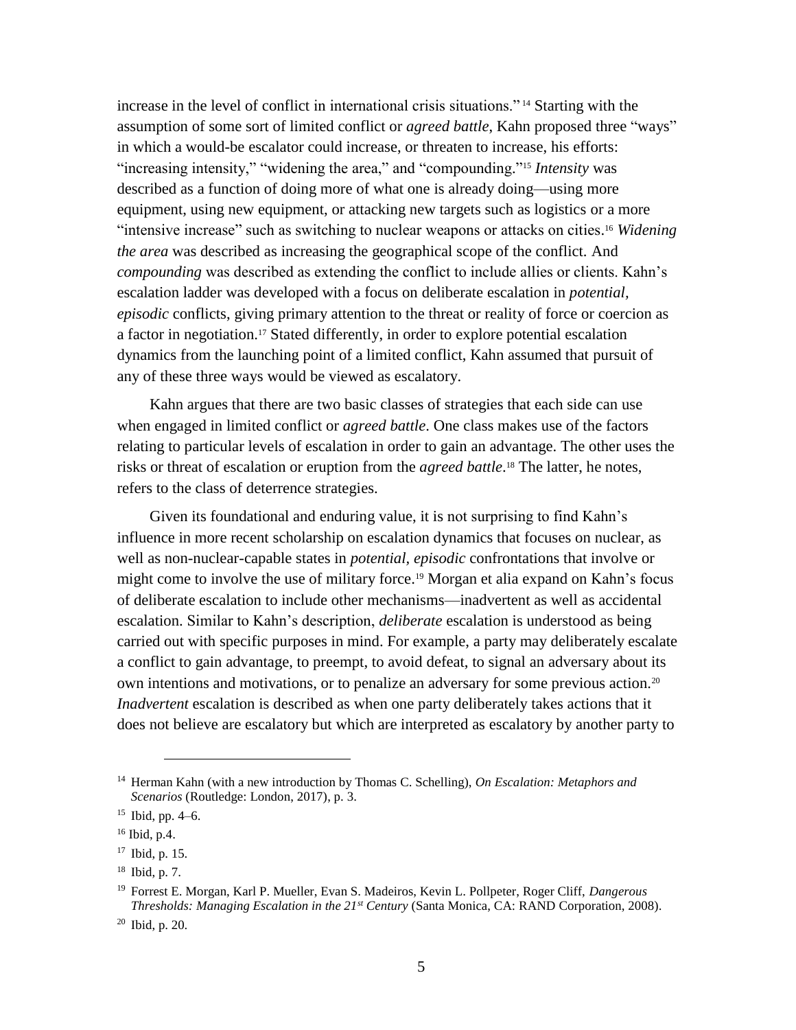increase in the level of conflict in international crisis situations."[14] Starting with the assumption of some sort of limited conflict or *agreed battle*, Kahn proposed three "ways" in which a would-be escalator could increase, or threaten to increase, his efforts: "increasing intensity," "widening the area," and "compounding."[15] *Intensity* was described as a function of doing more of what one is already doing—using more equipment, using new equipment, or attacking new targets such as logistics or a more "intensive increase" such as switching to nuclear weapons or attacks on cities.[16] *Widening the area* was described as increasing the geographical scope of the conflict. And *compounding* was described as extending the conflict to include allies or clients. Kahn's escalation ladder was developed with a focus on deliberate escalation in *potential, episodic* conflicts, giving primary attention to the threat or reality of force or coercion as a factor in negotiation.[17] Stated differently, in order to explore potential escalation dynamics from the launching point of a limited conflict, Kahn assumed that pursuit of any of these three ways would be viewed as escalatory.

Kahn argues that there are two basic classes of strategies that each side can use when engaged in limited conflict or *agreed battle*. One class makes use of the factors relating to particular levels of escalation in order to gain an advantage. The other uses the risks or threat of escalation or eruption from the *agreed battle*.[18] The latter, he notes, refers to the class of deterrence strategies.

Given its foundational and enduring value, it is not surprising to find Kahn's influence in more recent scholarship on escalation dynamics that focuses on nuclear, as well as non-nuclear-capable states in *potential, episodic* confrontations that involve or might come to involve the use of military force.[19] Morgan et alia expand on Kahn's focus of deliberate escalation to include other mechanisms—inadvertent as well as accidental escalation. Similar to Kahn's description, *deliberate* escalation is understood as being carried out with specific purposes in mind. For example, a party may deliberately escalate a conflict to gain advantage, to preempt, to avoid defeat, to signal an adversary about its own intentions and motivations, or to penalize an adversary for some previous action.[20] *Inadvertent* escalation is described as when one party deliberately takes actions that it does not believe are escalatory but which are interpreted as escalatory by another party to

---

[14] Herman Kahn (with a new introduction by Thomas C. Schelling), *On Escalation: Metaphors and Scenarios* (Routledge: London, 2017), p. 3.

[15] Ibid, pp. 4–6.

[16] Ibid, p.4.

[17] Ibid, p. 15.

[18] Ibid, p. 7.

[19] Forrest E. Morgan, Karl P. Mueller, Evan S. Madeiros, Kevin L. Pollpeter, Roger Cliff, *Dangerous Thresholds: Managing Escalation in the 21st Century* (Santa Monica, CA: RAND Corporation, 2008).

[20] Ibid, p. 20.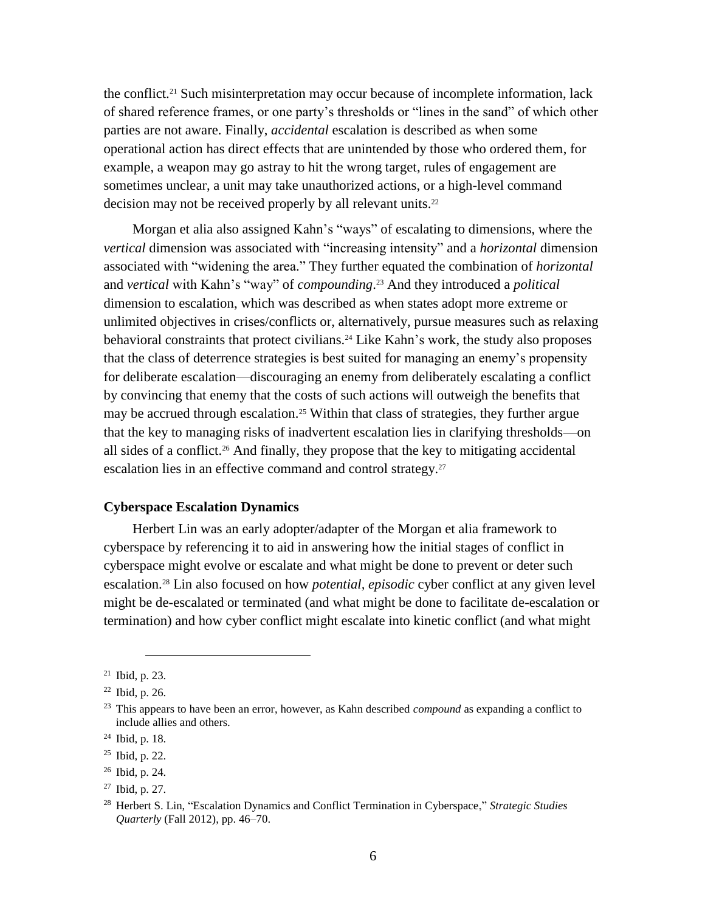the conflict.[21] Such misinterpretation may occur because of incomplete information, lack of shared reference frames, or one party's thresholds or "lines in the sand" of which other parties are not aware. Finally, *accidental* escalation is described as when some operational action has direct effects that are unintended by those who ordered them, for example, a weapon may go astray to hit the wrong target, rules of engagement are sometimes unclear, a unit may take unauthorized actions, or a high-level command decision may not be received properly by all relevant units.[22]

Morgan et alia also assigned Kahn's "ways" of escalating to dimensions, where the *vertical* dimension was associated with "increasing intensity" and a *horizontal* dimension associated with "widening the area." They further equated the combination of *horizontal* and *vertical* with Kahn's "way" of *compounding*.[23] And they introduced a *political* dimension to escalation, which was described as when states adopt more extreme or unlimited objectives in crises/conflicts or, alternatively, pursue measures such as relaxing behavioral constraints that protect civilians.[24] Like Kahn's work, the study also proposes that the class of deterrence strategies is best suited for managing an enemy's propensity for deliberate escalation—discouraging an enemy from deliberately escalating a conflict by convincing that enemy that the costs of such actions will outweigh the benefits that may be accrued through escalation.[25] Within that class of strategies, they further argue that the key to managing risks of inadvertent escalation lies in clarifying thresholds—on all sides of a conflict.[26] And finally, they propose that the key to mitigating accidental escalation lies in an effective command and control strategy.[27]

### Cyberspace Escalation Dynamics

Herbert Lin was an early adopter/adapter of the Morgan et alia framework to cyberspace by referencing it to aid in answering how the initial stages of conflict in cyberspace might evolve or escalate and what might be done to prevent or deter such escalation.[28] Lin also focused on how *potential*, *episodic* cyber conflict at any given level might be de-escalated or terminated (and what might be done to facilitate de-escalation or termination) and how cyber conflict might escalate into kinetic conflict (and what might

---

[21] Ibid, p. 23.

[22] Ibid, p. 26.

[23] This appears to have been an error, however, as Kahn described *compound* as expanding a conflict to include allies and others.

[24] Ibid, p. 18.

[25] Ibid, p. 22.

[26] Ibid, p. 24.

[27] Ibid, p. 27.

[28] Herbert S. Lin, "Escalation Dynamics and Conflict Termination in Cyberspace," *Strategic Studies Quarterly* (Fall 2012), pp. 46–70.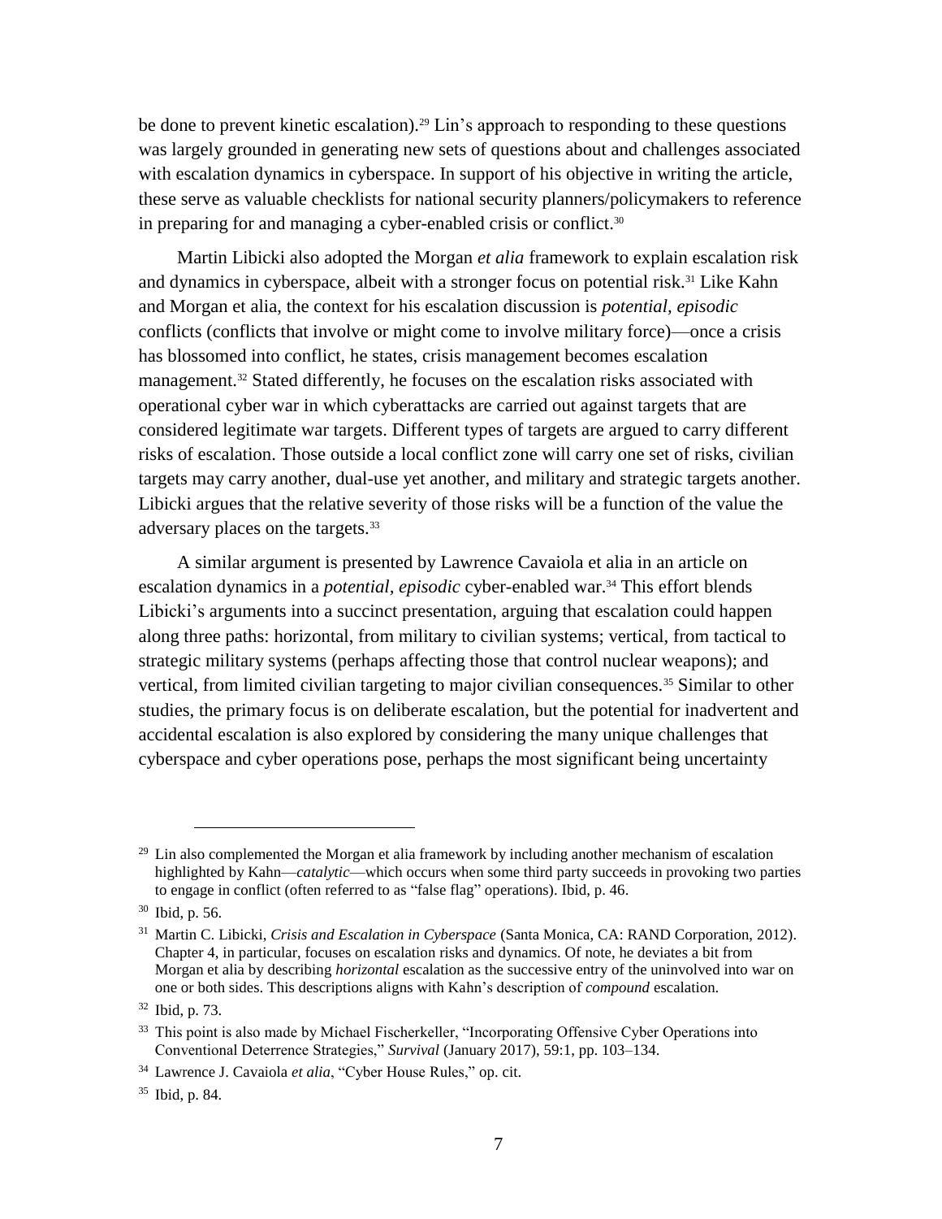be done to prevent kinetic escalation).[29] Lin's approach to responding to these questions was largely grounded in generating new sets of questions about and challenges associated with escalation dynamics in cyberspace. In support of his objective in writing the article, these serve as valuable checklists for national security planners/policymakers to reference in preparing for and managing a cyber-enabled crisis or conflict.[30]

Martin Libicki also adopted the Morgan *et alia* framework to explain escalation risk and dynamics in cyberspace, albeit with a stronger focus on potential risk.[31] Like Kahn and Morgan et alia, the context for his escalation discussion is *potential, episodic* conflicts (conflicts that involve or might come to involve military force)—once a crisis has blossomed into conflict, he states, crisis management becomes escalation management.[32] Stated differently, he focuses on the escalation risks associated with operational cyber war in which cyberattacks are carried out against targets that are considered legitimate war targets. Different types of targets are argued to carry different risks of escalation. Those outside a local conflict zone will carry one set of risks, civilian targets may carry another, dual-use yet another, and military and strategic targets another. Libicki argues that the relative severity of those risks will be a function of the value the adversary places on the targets.[33]

A similar argument is presented by Lawrence Cavaiola et alia in an article on escalation dynamics in a *potential, episodic* cyber-enabled war.[34] This effort blends Libicki's arguments into a succinct presentation, arguing that escalation could happen along three paths: horizontal, from military to civilian systems; vertical, from tactical to strategic military systems (perhaps affecting those that control nuclear weapons); and vertical, from limited civilian targeting to major civilian consequences.[35] Similar to other studies, the primary focus is on deliberate escalation, but the potential for inadvertent and accidental escalation is also explored by considering the many unique challenges that cyberspace and cyber operations pose, perhaps the most significant being uncertainty

---

[29] Lin also complemented the Morgan et alia framework by including another mechanism of escalation highlighted by Kahn—*catalytic*—which occurs when some third party succeeds in provoking two parties to engage in conflict (often referred to as "false flag" operations). Ibid, p. 46.

[30] Ibid, p. 56.

[31] Martin C. Libicki, *Crisis and Escalation in Cyberspace* (Santa Monica, CA: RAND Corporation, 2012). Chapter 4, in particular, focuses on escalation risks and dynamics. Of note, he deviates a bit from Morgan et alia by describing *horizontal* escalation as the successive entry of the uninvolved into war on one or both sides. This descriptions aligns with Kahn's description of *compound* escalation.

[32] Ibid, p. 73.

[33] This point is also made by Michael Fischerkeller, "Incorporating Offensive Cyber Operations into Conventional Deterrence Strategies," *Survival* (January 2017), 59:1, pp. 103–134.

[34] Lawrence J. Cavaiola *et alia*, "Cyber House Rules," op. cit.

[35] Ibid, p. 84.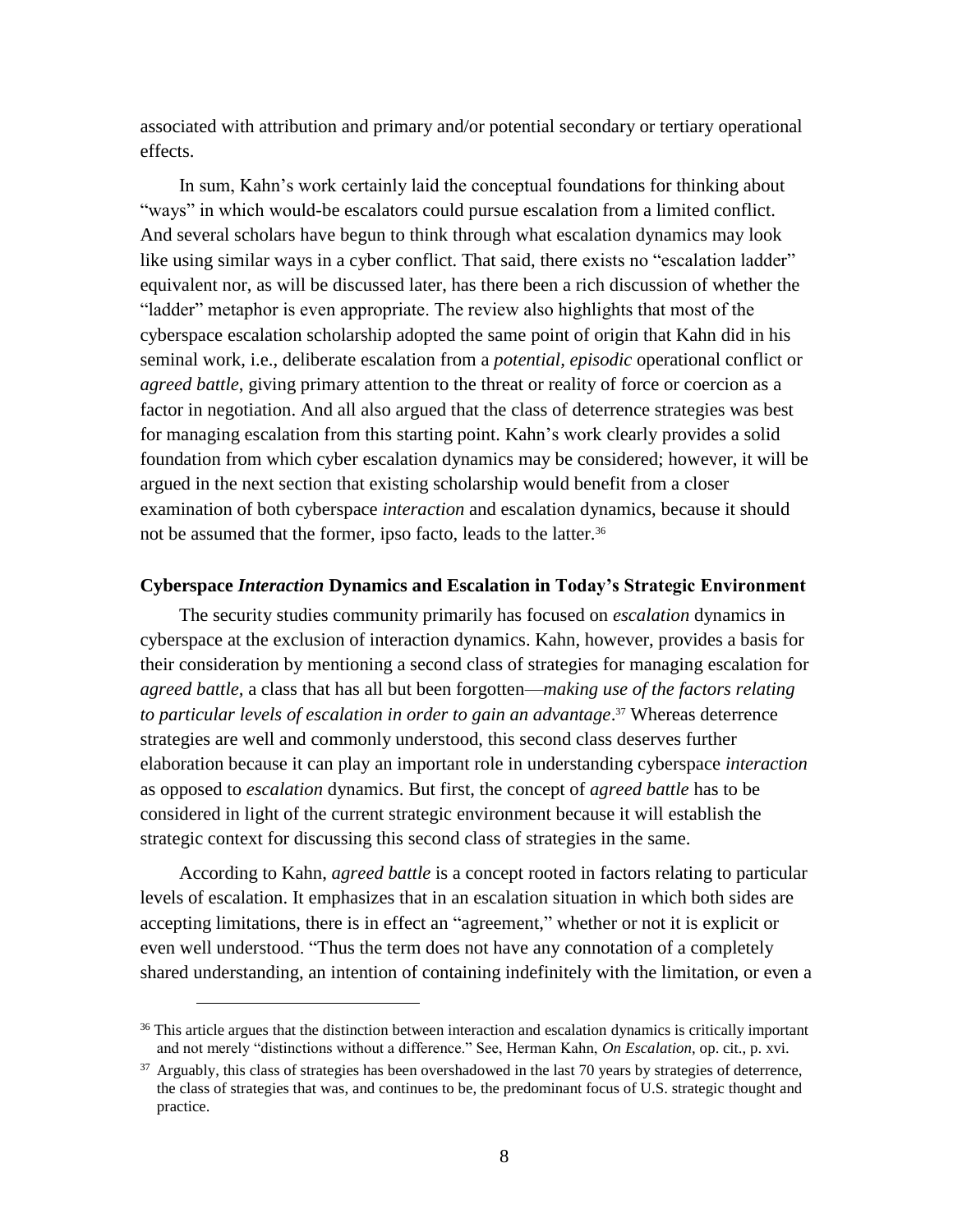associated with attribution and primary and/or potential secondary or tertiary operational effects.

In sum, Kahn's work certainly laid the conceptual foundations for thinking about "ways" in which would-be escalators could pursue escalation from a limited conflict. And several scholars have begun to think through what escalation dynamics may look like using similar ways in a cyber conflict. That said, there exists no "escalation ladder" equivalent nor, as will be discussed later, has there been a rich discussion of whether the "ladder" metaphor is even appropriate. The review also highlights that most of the cyberspace escalation scholarship adopted the same point of origin that Kahn did in his seminal work, i.e., deliberate escalation from a *potential*, *episodic* operational conflict or *agreed battle*, giving primary attention to the threat or reality of force or coercion as a factor in negotiation. And all also argued that the class of deterrence strategies was best for managing escalation from this starting point. Kahn's work clearly provides a solid foundation from which cyber escalation dynamics may be considered; however, it will be argued in the next section that existing scholarship would benefit from a closer examination of both cyberspace *interaction* and escalation dynamics, because it should not be assumed that the former, ipso facto, leads to the latter.[36]

### Cyberspace *Interaction* Dynamics and Escalation in Today's Strategic Environment

The security studies community primarily has focused on *escalation* dynamics in cyberspace at the exclusion of interaction dynamics. Kahn, however, provides a basis for their consideration by mentioning a second class of strategies for managing escalation for *agreed battle*, a class that has all but been forgotten—*making use of the factors relating to particular levels of escalation in order to gain an advantage*.[37] Whereas deterrence strategies are well and commonly understood, this second class deserves further elaboration because it can play an important role in understanding cyberspace *interaction* as opposed to *escalation* dynamics. But first, the concept of *agreed battle* has to be considered in light of the current strategic environment because it will establish the strategic context for discussing this second class of strategies in the same.

According to Kahn, *agreed battle* is a concept rooted in factors relating to particular levels of escalation. It emphasizes that in an escalation situation in which both sides are accepting limitations, there is in effect an "agreement," whether or not it is explicit or even well understood. "Thus the term does not have any connotation of a completely shared understanding, an intention of containing indefinitely with the limitation, or even a

---

[36] This article argues that the distinction between interaction and escalation dynamics is critically important and not merely "distinctions without a difference." See, Herman Kahn, *On Escalation*, op. cit., p. xvi.

[37] Arguably, this class of strategies has been overshadowed in the last 70 years by strategies of deterrence, the class of strategies that was, and continues to be, the predominant focus of U.S. strategic thought and practice.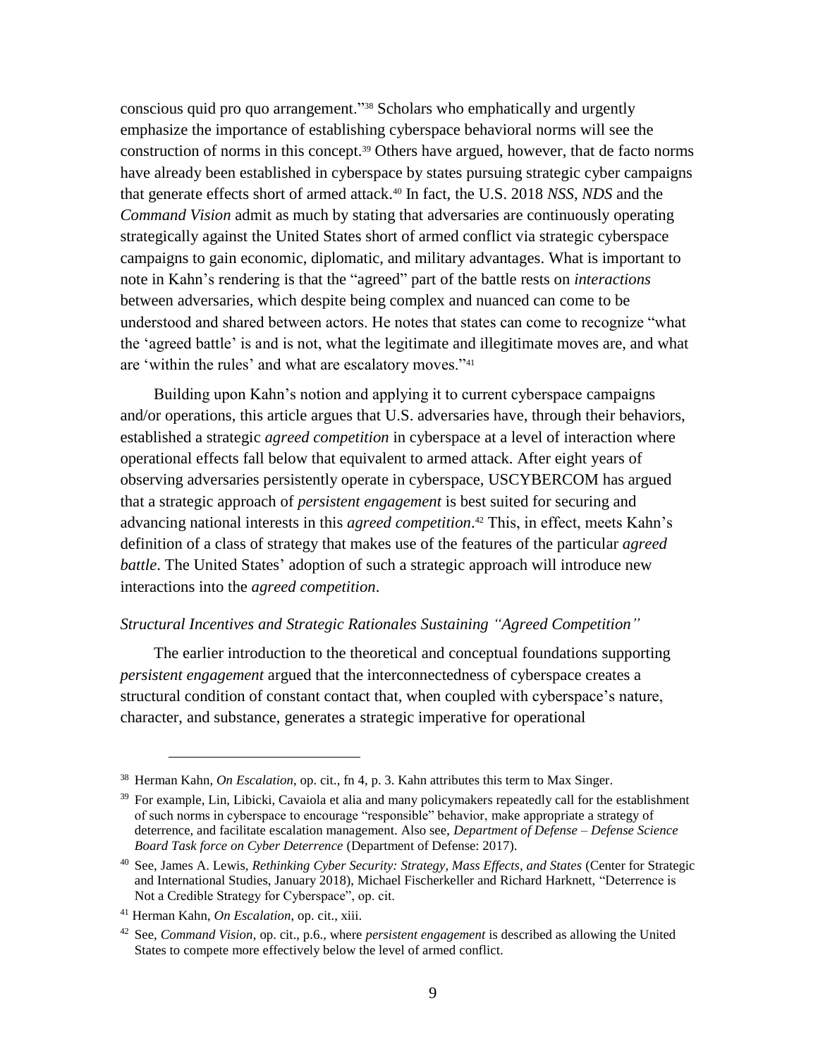conscious quid pro quo arrangement."[38] Scholars who emphatically and urgently emphasize the importance of establishing cyberspace behavioral norms will see the construction of norms in this concept.[39] Others have argued, however, that de facto norms have already been established in cyberspace by states pursuing strategic cyber campaigns that generate effects short of armed attack.[40] In fact, the U.S. 2018 *NSS*, *NDS* and the *Command Vision* admit as much by stating that adversaries are continuously operating strategically against the United States short of armed conflict via strategic cyberspace campaigns to gain economic, diplomatic, and military advantages. What is important to note in Kahn's rendering is that the "agreed" part of the battle rests on *interactions* between adversaries, which despite being complex and nuanced can come to be understood and shared between actors. He notes that states can come to recognize "what the 'agreed battle' is and is not, what the legitimate and illegitimate moves are, and what are 'within the rules' and what are escalatory moves."[41]

Building upon Kahn's notion and applying it to current cyberspace campaigns and/or operations, this article argues that U.S. adversaries have, through their behaviors, established a strategic *agreed competition* in cyberspace at a level of interaction where operational effects fall below that equivalent to armed attack. After eight years of observing adversaries persistently operate in cyberspace, USCYBERCOM has argued that a strategic approach of *persistent engagement* is best suited for securing and advancing national interests in this *agreed competition*.[42] This, in effect, meets Kahn's definition of a class of strategy that makes use of the features of the particular *agreed battle*. The United States' adoption of such a strategic approach will introduce new interactions into the *agreed competition*.

### *Structural Incentives and Strategic Rationales Sustaining "Agreed Competition"*

The earlier introduction to the theoretical and conceptual foundations supporting *persistent engagement* argued that the interconnectedness of cyberspace creates a structural condition of constant contact that, when coupled with cyberspace's nature, character, and substance, generates a strategic imperative for operational

---

[38] Herman Kahn, *On Escalation*, op. cit., fn 4, p. 3. Kahn attributes this term to Max Singer.

[39] For example, Lin, Libicki, Cavaiola et alia and many policymakers repeatedly call for the establishment of such norms in cyberspace to encourage "responsible" behavior, make appropriate a strategy of deterrence, and facilitate escalation management. Also see, *Department of Defense – Defense Science Board Task force on Cyber Deterrence* (Department of Defense: 2017).

[40] See, James A. Lewis, *Rethinking Cyber Security: Strategy, Mass Effects, and States* (Center for Strategic and International Studies, January 2018), Michael Fischerkeller and Richard Harknett, "Deterrence is Not a Credible Strategy for Cyberspace", op. cit.

[41] Herman Kahn, *On Escalation*, op. cit., xiii.

[42] See, *Command Vision*, op. cit., p.6., where *persistent engagement* is described as allowing the United States to compete more effectively below the level of armed conflict.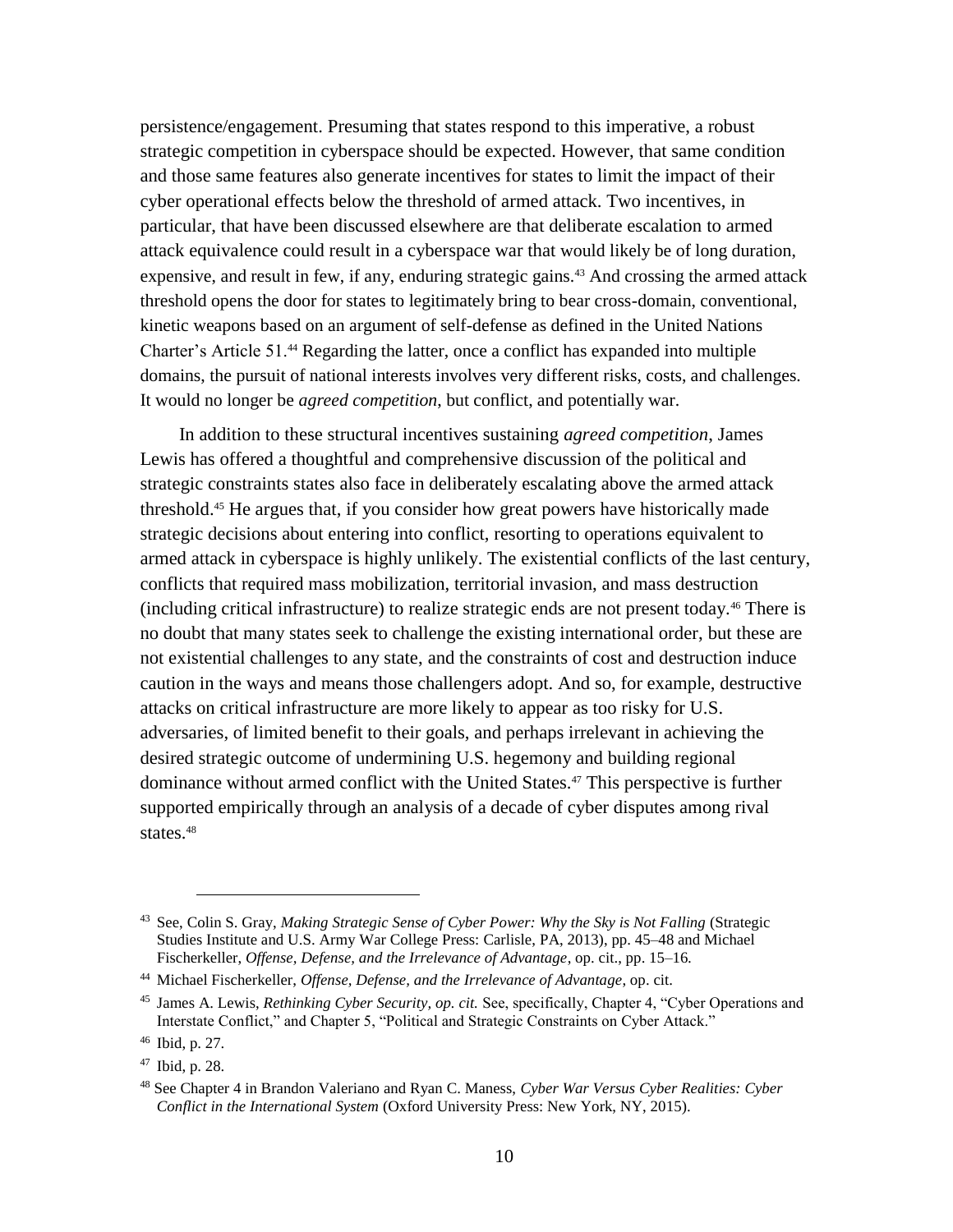persistence/engagement. Presuming that states respond to this imperative, a robust strategic competition in cyberspace should be expected. However, that same condition and those same features also generate incentives for states to limit the impact of their cyber operational effects below the threshold of armed attack. Two incentives, in particular, that have been discussed elsewhere are that deliberate escalation to armed attack equivalence could result in a cyberspace war that would likely be of long duration, expensive, and result in few, if any, enduring strategic gains.[43] And crossing the armed attack threshold opens the door for states to legitimately bring to bear cross-domain, conventional, kinetic weapons based on an argument of self-defense as defined in the United Nations Charter's Article 51.[44] Regarding the latter, once a conflict has expanded into multiple domains, the pursuit of national interests involves very different risks, costs, and challenges. It would no longer be *agreed competition*, but conflict, and potentially war.

In addition to these structural incentives sustaining *agreed competition*, James Lewis has offered a thoughtful and comprehensive discussion of the political and strategic constraints states also face in deliberately escalating above the armed attack threshold.[45] He argues that, if you consider how great powers have historically made strategic decisions about entering into conflict, resorting to operations equivalent to armed attack in cyberspace is highly unlikely. The existential conflicts of the last century, conflicts that required mass mobilization, territorial invasion, and mass destruction (including critical infrastructure) to realize strategic ends are not present today.[46] There is no doubt that many states seek to challenge the existing international order, but these are not existential challenges to any state, and the constraints of cost and destruction induce caution in the ways and means those challengers adopt. And so, for example, destructive attacks on critical infrastructure are more likely to appear as too risky for U.S. adversaries, of limited benefit to their goals, and perhaps irrelevant in achieving the desired strategic outcome of undermining U.S. hegemony and building regional dominance without armed conflict with the United States.[47] This perspective is further supported empirically through an analysis of a decade of cyber disputes among rival states.[48]

---

[43] See, Colin S. Gray, *Making Strategic Sense of Cyber Power: Why the Sky is Not Falling* (Strategic Studies Institute and U.S. Army War College Press: Carlisle, PA, 2013), pp. 45–48 and Michael Fischerkeller, *Offense, Defense, and the Irrelevance of Advantage*, op. cit., pp. 15–16.

[44] Michael Fischerkeller, *Offense, Defense, and the Irrelevance of Advantage*, op. cit.

[45] James A. Lewis, *Rethinking Cyber Security, op. cit.* See, specifically, Chapter 4, "Cyber Operations and Interstate Conflict," and Chapter 5, "Political and Strategic Constraints on Cyber Attack."

[46] Ibid, p. 27.

[47] Ibid, p. 28.

[48] See Chapter 4 in Brandon Valeriano and Ryan C. Maness, *Cyber War Versus Cyber Realities: Cyber Conflict in the International System* (Oxford University Press: New York, NY, 2015).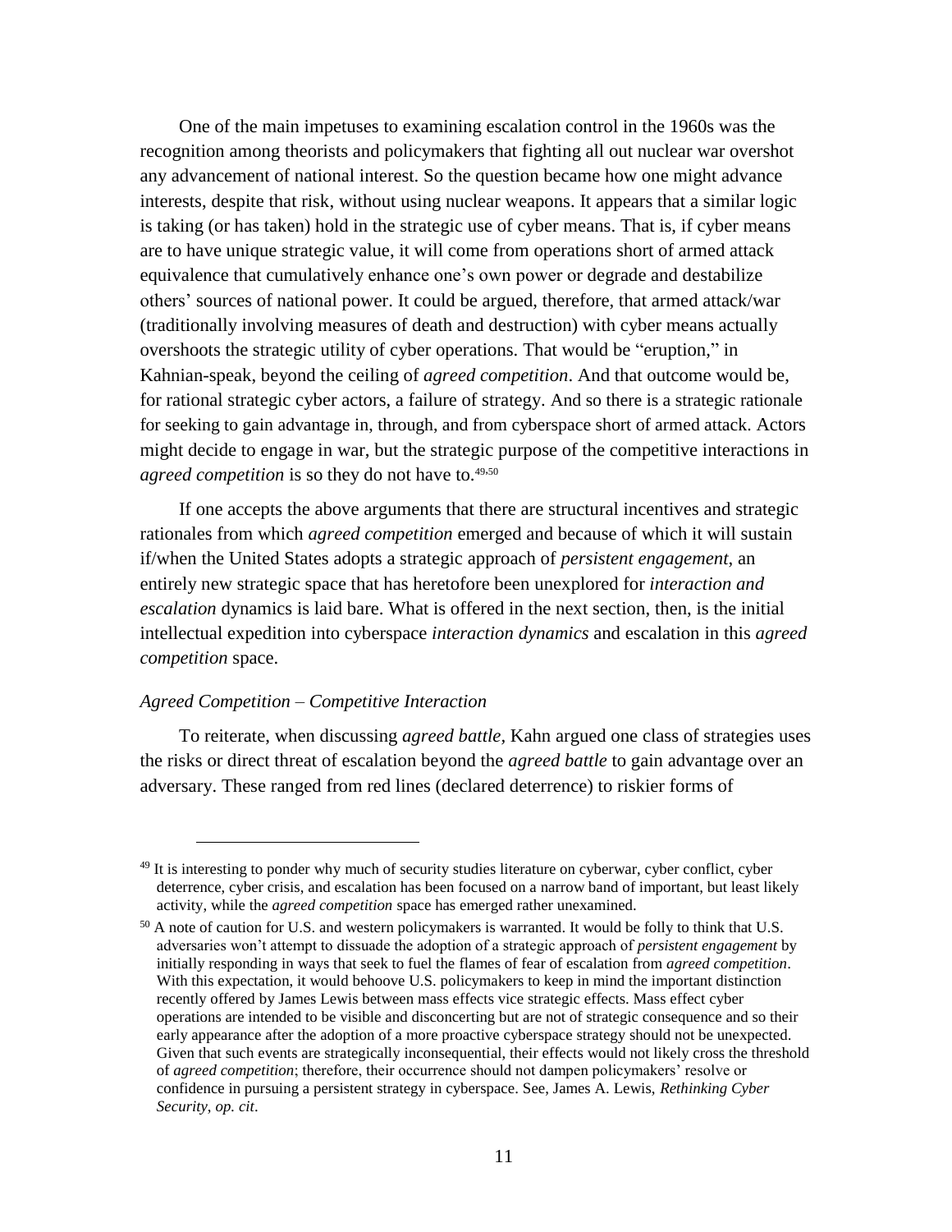One of the main impetuses to examining escalation control in the 1960s was the recognition among theorists and policymakers that fighting all out nuclear war overshot any advancement of national interest. So the question became how one might advance interests, despite that risk, without using nuclear weapons. It appears that a similar logic is taking (or has taken) hold in the strategic use of cyber means. That is, if cyber means are to have unique strategic value, it will come from operations short of armed attack equivalence that cumulatively enhance one's own power or degrade and destabilize others' sources of national power. It could be argued, therefore, that armed attack/war (traditionally involving measures of death and destruction) with cyber means actually overshoots the strategic utility of cyber operations. That would be "eruption," in Kahnian-speak, beyond the ceiling of *agreed competition*. And that outcome would be, for rational strategic cyber actors, a failure of strategy. And so there is a strategic rationale for seeking to gain advantage in, through, and from cyberspace short of armed attack. Actors might decide to engage in war, but the strategic purpose of the competitive interactions in *agreed competition* is so they do not have to.[49,50]

If one accepts the above arguments that there are structural incentives and strategic rationales from which *agreed competition* emerged and because of which it will sustain if/when the United States adopts a strategic approach of *persistent engagement*, an entirely new strategic space that has heretofore been unexplored for *interaction and escalation* dynamics is laid bare. What is offered in the next section, then, is the initial intellectual expedition into cyberspace *interaction dynamics* and escalation in this *agreed competition* space.

### *Agreed Competition – Competitive Interaction*

To reiterate, when discussing *agreed battle*, Kahn argued one class of strategies uses the risks or direct threat of escalation beyond the *agreed battle* to gain advantage over an adversary. These ranged from red lines (declared deterrence) to riskier forms of

---

[49] It is interesting to ponder why much of security studies literature on cyberwar, cyber conflict, cyber deterrence, cyber crisis, and escalation has been focused on a narrow band of important, but least likely activity, while the *agreed competition* space has emerged rather unexamined.

[50] A note of caution for U.S. and western policymakers is warranted. It would be folly to think that U.S. adversaries won't attempt to dissuade the adoption of a strategic approach of *persistent engagement* by initially responding in ways that seek to fuel the flames of fear of escalation from *agreed competition*. With this expectation, it would behoove U.S. policymakers to keep in mind the important distinction recently offered by James Lewis between mass effects vice strategic effects. Mass effect cyber operations are intended to be visible and disconcerting but are not of strategic consequence and so their early appearance after the adoption of a more proactive cyberspace strategy should not be unexpected. Given that such events are strategically inconsequential, their effects would not likely cross the threshold of *agreed competition*; therefore, their occurrence should not dampen policymakers' resolve or confidence in pursuing a persistent strategy in cyberspace. See, James A. Lewis, *Rethinking Cyber Security*, *op. cit*.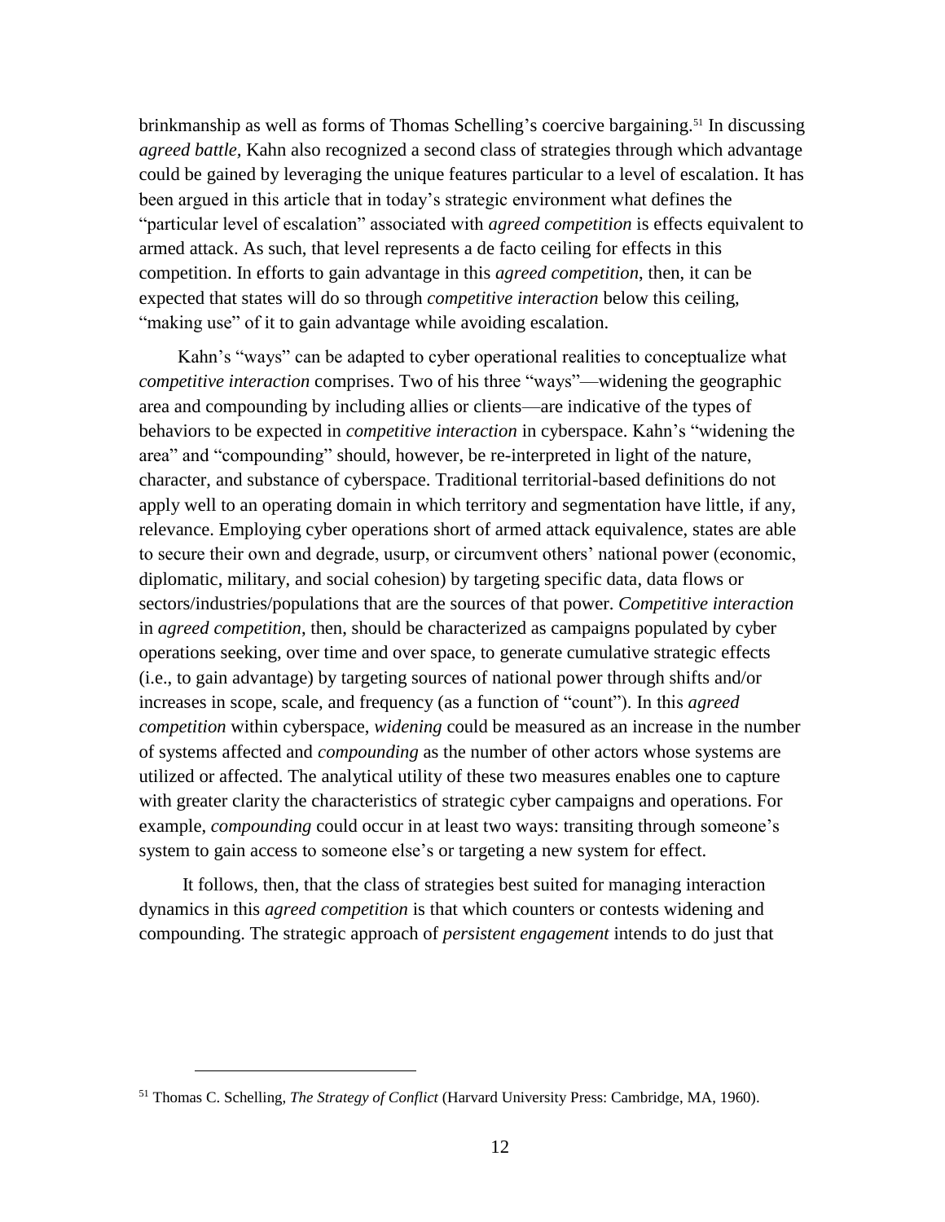brinkmanship as well as forms of Thomas Schelling's coercive bargaining.[51] In discussing *agreed battle*, Kahn also recognized a second class of strategies through which advantage could be gained by leveraging the unique features particular to a level of escalation. It has been argued in this article that in today's strategic environment what defines the "particular level of escalation" associated with *agreed competition* is effects equivalent to armed attack. As such, that level represents a de facto ceiling for effects in this competition. In efforts to gain advantage in this *agreed competition*, then, it can be expected that states will do so through *competitive interaction* below this ceiling, "making use" of it to gain advantage while avoiding escalation.

Kahn's "ways" can be adapted to cyber operational realities to conceptualize what *competitive interaction* comprises. Two of his three "ways"—widening the geographic area and compounding by including allies or clients—are indicative of the types of behaviors to be expected in *competitive interaction* in cyberspace. Kahn's "widening the area" and "compounding" should, however, be re-interpreted in light of the nature, character, and substance of cyberspace. Traditional territorial-based definitions do not apply well to an operating domain in which territory and segmentation have little, if any, relevance. Employing cyber operations short of armed attack equivalence, states are able to secure their own and degrade, usurp, or circumvent others' national power (economic, diplomatic, military, and social cohesion) by targeting specific data, data flows or sectors/industries/populations that are the sources of that power. *Competitive interaction* in *agreed competition*, then, should be characterized as campaigns populated by cyber operations seeking, over time and over space, to generate cumulative strategic effects (i.e., to gain advantage) by targeting sources of national power through shifts and/or increases in scope, scale, and frequency (as a function of "count"). In this *agreed competition* within cyberspace, *widening* could be measured as an increase in the number of systems affected and *compounding* as the number of other actors whose systems are utilized or affected. The analytical utility of these two measures enables one to capture with greater clarity the characteristics of strategic cyber campaigns and operations. For example, *compounding* could occur in at least two ways: transiting through someone's system to gain access to someone else's or targeting a new system for effect.

It follows, then, that the class of strategies best suited for managing interaction dynamics in this *agreed competition* is that which counters or contests widening and compounding. The strategic approach of *persistent engagement* intends to do just that

---

[51] Thomas C. Schelling, *The Strategy of Conflict* (Harvard University Press: Cambridge, MA, 1960).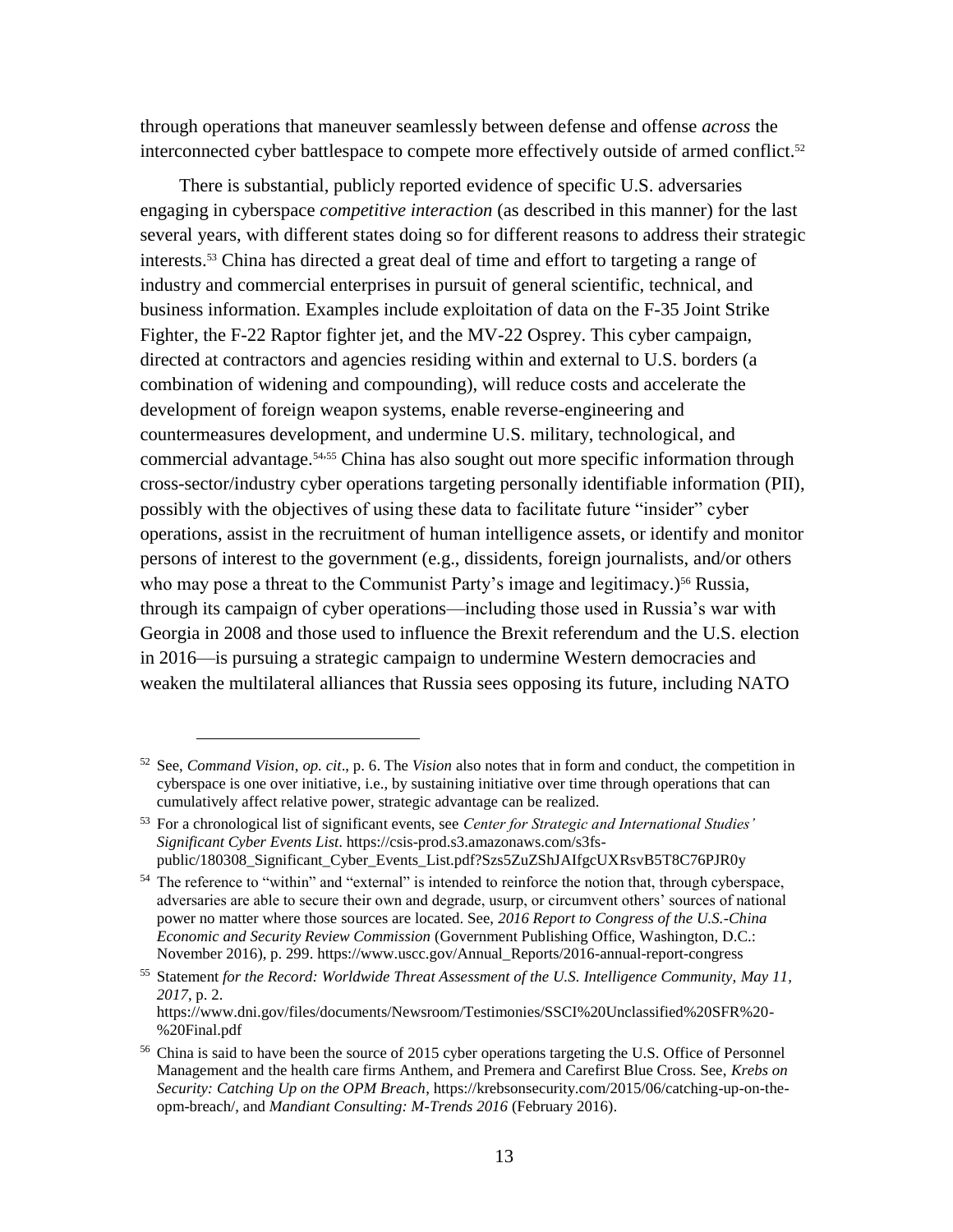through operations that maneuver seamlessly between defense and offense *across* the interconnected cyber battlespace to compete more effectively outside of armed conflict.[52]

There is substantial, publicly reported evidence of specific U.S. adversaries engaging in cyberspace *competitive interaction* (as described in this manner) for the last several years, with different states doing so for different reasons to address their strategic interests.[53] China has directed a great deal of time and effort to targeting a range of industry and commercial enterprises in pursuit of general scientific, technical, and business information. Examples include exploitation of data on the F-35 Joint Strike Fighter, the F-22 Raptor fighter jet, and the MV-22 Osprey. This cyber campaign, directed at contractors and agencies residing within and external to U.S. borders (a combination of widening and compounding), will reduce costs and accelerate the development of foreign weapon systems, enable reverse-engineering and countermeasures development, and undermine U.S. military, technological, and commercial advantage.[54,55] China has also sought out more specific information through cross-sector/industry cyber operations targeting personally identifiable information (PII), possibly with the objectives of using these data to facilitate future "insider" cyber operations, assist in the recruitment of human intelligence assets, or identify and monitor persons of interest to the government (e.g., dissidents, foreign journalists, and/or others who may pose a threat to the Communist Party's image and legitimacy.)[56] Russia, through its campaign of cyber operations—including those used in Russia's war with Georgia in 2008 and those used to influence the Brexit referendum and the U.S. election in 2016—is pursuing a strategic campaign to undermine Western democracies and weaken the multilateral alliances that Russia sees opposing its future, including NATO

---

[52] See, *Command Vision*, *op. cit*., p. 6. The *Vision* also notes that in form and conduct, the competition in cyberspace is one over initiative, i.e., by sustaining initiative over time through operations that can cumulatively affect relative power, strategic advantage can be realized.

[53] For a chronological list of significant events, see *Center for Strategic and International Studies' Significant Cyber Events List*. https://csis-prod.s3.amazonaws.com/s3fs-public/180308_Significant_Cyber_Events_List.pdf?Szs5ZuZShJAIfgcUXRsvB5T8C76PJR0y

[54] The reference to "within" and "external" is intended to reinforce the notion that, through cyberspace, adversaries are able to secure their own and degrade, usurp, or circumvent others' sources of national power no matter where those sources are located. See, *2016 Report to Congress of the U.S.-China Economic and Security Review Commission* (Government Publishing Office, Washington, D.C.: November 2016), p. 299. https://www.uscc.gov/Annual_Reports/2016-annual-report-congress

[55] Statement *for the Record: Worldwide Threat Assessment of the U.S. Intelligence Community, May 11, 2017*, p. 2. https://www.dni.gov/files/documents/Newsroom/Testimonies/SSCI%20Unclassified%20SFR%20-%20Final.pdf

[56] China is said to have been the source of 2015 cyber operations targeting the U.S. Office of Personnel Management and the health care firms Anthem, and Premera and Carefirst Blue Cross. See, *Krebs on Security: Catching Up on the OPM Breach*, https://krebsonsecurity.com/2015/06/catching-up-on-the-opm-breach/, and *Mandiant Consulting: M-Trends 2016* (February 2016).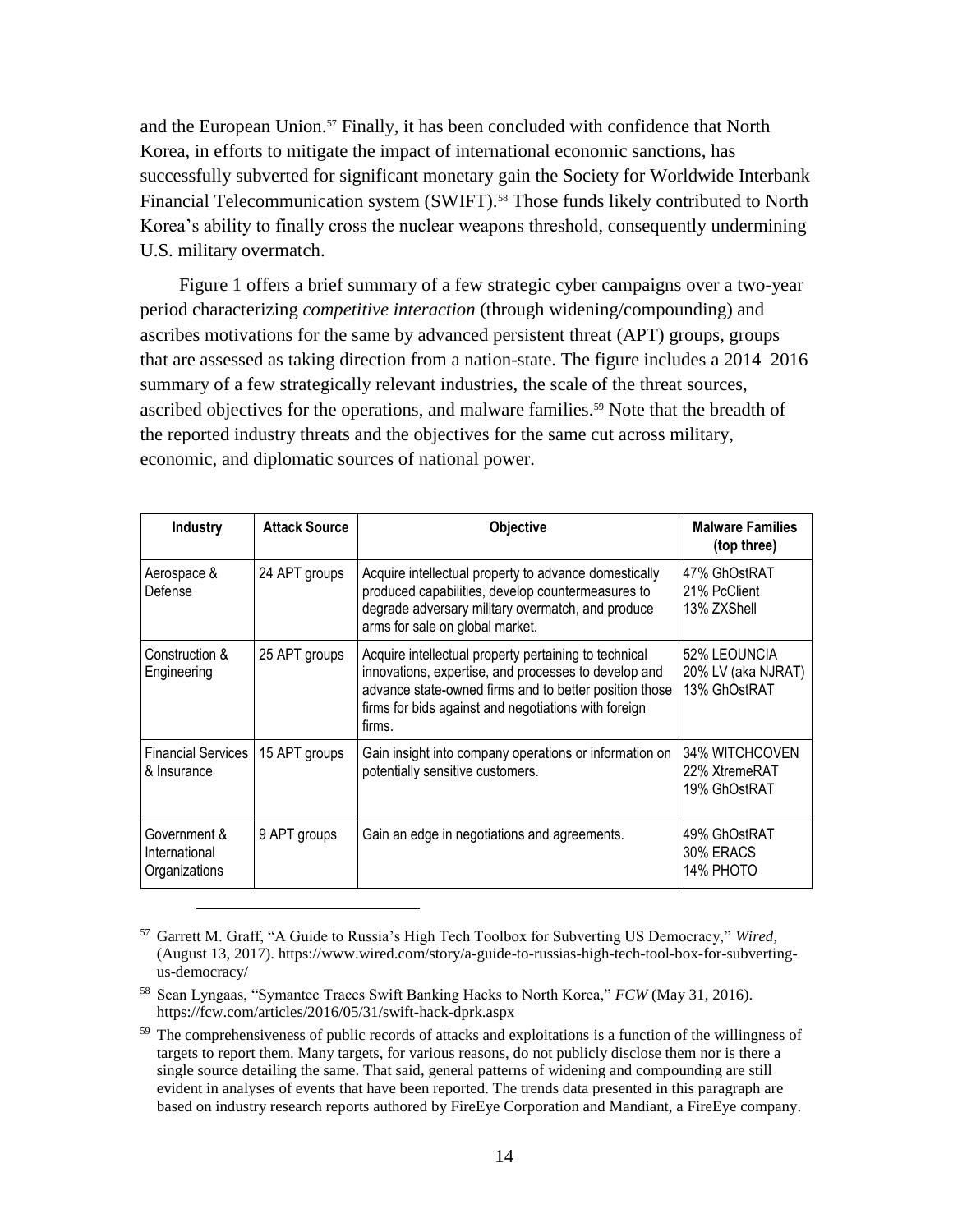and the European Union.[57] Finally, it has been concluded with confidence that North Korea, in efforts to mitigate the impact of international economic sanctions, has successfully subverted for significant monetary gain the Society for Worldwide Interbank Financial Telecommunication system (SWIFT).[58] Those funds likely contributed to North Korea's ability to finally cross the nuclear weapons threshold, consequently undermining U.S. military overmatch.

Figure 1 offers a brief summary of a few strategic cyber campaigns over a two-year period characterizing *competitive interaction* (through widening/compounding) and ascribes motivations for the same by advanced persistent threat (APT) groups, groups that are assessed as taking direction from a nation-state. The figure includes a 2014–2016 summary of a few strategically relevant industries, the scale of the threat sources, ascribed objectives for the operations, and malware families.[59] Note that the breadth of the reported industry threats and the objectives for the same cut across military, economic, and diplomatic sources of national power.

| Industry | Attack Source | Objective | Malware Families (top three) |
|---|---|---|---|
| Aerospace & Defense | 24 APT groups | Acquire intellectual property to advance domestically produced capabilities, develop countermeasures to degrade adversary military overmatch, and produce arms for sale on global market. | 47% GhOstRAT<br>21% PcClient<br>13% ZXShell |
| Construction & Engineering | 25 APT groups | Acquire intellectual property pertaining to technical innovations, expertise, and processes to develop and advance state-owned firms and to better position those firms for bids against and negotiations with foreign firms. | 52% LEOUNCIA<br>20% LV (aka NJRAT)<br>13% GhOstRAT |
| Financial Services & Insurance | 15 APT groups | Gain insight into company operations or information on potentially sensitive customers. | 34% WITCHCOVEN<br>22% XtremeRAT<br>19% GhOstRAT |
| Government & International Organizations | 9 APT groups | Gain an edge in negotiations and agreements. | 49% GhOstRAT<br>30% ERACS<br>14% PHOTO |

[57] Garrett M. Graff, "A Guide to Russia's High Tech Toolbox for Subverting US Democracy," *Wired,* (August 13, 2017). https://www.wired.com/story/a-guide-to-russias-high-tech-tool-box-for-subverting-us-democracy/

[58] Sean Lyngaas, "Symantec Traces Swift Banking Hacks to North Korea," *FCW* (May 31, 2016). https://fcw.com/articles/2016/05/31/swift-hack-dprk.aspx

[59] The comprehensiveness of public records of attacks and exploitations is a function of the willingness of targets to report them. Many targets, for various reasons, do not publicly disclose them nor is there a single source detailing the same. That said, general patterns of widening and compounding are still evident in analyses of events that have been reported. The trends data presented in this paragraph are based on industry research reports authored by FireEye Corporation and Mandiant, a FireEye company.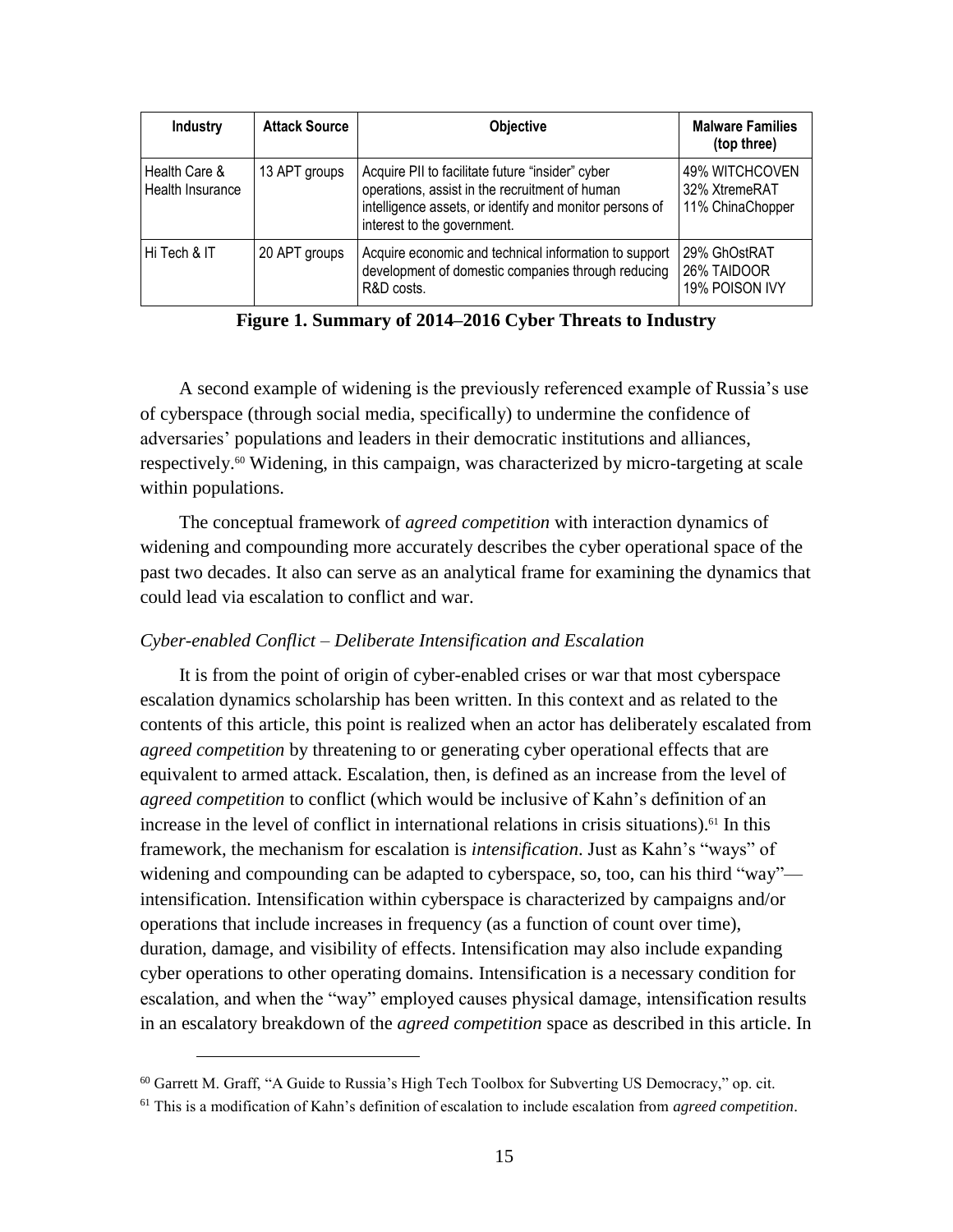| Industry | Attack Source | Objective | Malware Families (top three) |
|---|---|---|---|
| Health Care & Health Insurance | 13 APT groups | Acquire PII to facilitate future "insider" cyber operations, assist in the recruitment of human intelligence assets, or identify and monitor persons of interest to the government. | 49% WITCHCOVEN<br>32% XtremeRAT<br>11% ChinaChopper |
| Hi Tech & IT | 20 APT groups | Acquire economic and technical information to support development of domestic companies through reducing R&D costs. | 29% GhOstRAT<br>26% TAIDOOR<br>19% POISON IVY |

**Figure 1. Summary of 2014–2016 Cyber Threats to Industry**

A second example of widening is the previously referenced example of Russia's use of cyberspace (through social media, specifically) to undermine the confidence of adversaries' populations and leaders in their democratic institutions and alliances, respectively.[60] Widening, in this campaign, was characterized by micro-targeting at scale within populations.

The conceptual framework of *agreed competition* with interaction dynamics of widening and compounding more accurately describes the cyber operational space of the past two decades. It also can serve as an analytical frame for examining the dynamics that could lead via escalation to conflict and war.

### *Cyber-enabled Conflict – Deliberate Intensification and Escalation*

It is from the point of origin of cyber-enabled crises or war that most cyberspace escalation dynamics scholarship has been written. In this context and as related to the contents of this article, this point is realized when an actor has deliberately escalated from *agreed competition* by threatening to or generating cyber operational effects that are equivalent to armed attack. Escalation, then, is defined as an increase from the level of *agreed competition* to conflict (which would be inclusive of Kahn's definition of an increase in the level of conflict in international relations in crisis situations).[61] In this framework, the mechanism for escalation is *intensification*. Just as Kahn's "ways" of widening and compounding can be adapted to cyberspace, so, too, can his third "way"—intensification. Intensification within cyberspace is characterized by campaigns and/or operations that include increases in frequency (as a function of count over time), duration, damage, and visibility of effects. Intensification may also include expanding cyber operations to other operating domains. Intensification is a necessary condition for escalation, and when the "way" employed causes physical damage, intensification results in an escalatory breakdown of the *agreed competition* space as described in this article. In

[60] Garrett M. Graff, "A Guide to Russia's High Tech Toolbox for Subverting US Democracy," op. cit.

[61] This is a modification of Kahn's definition of escalation to include escalation from *agreed competition*.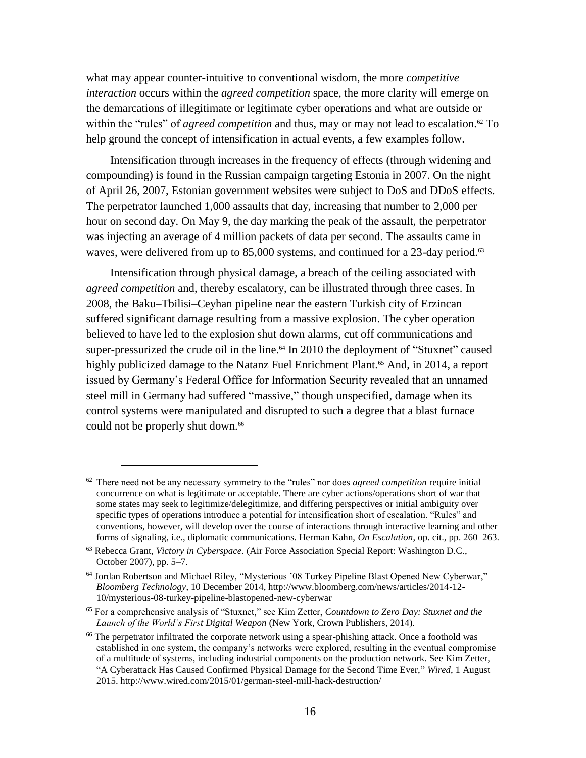what may appear counter-intuitive to conventional wisdom, the more *competitive interaction* occurs within the *agreed competition* space, the more clarity will emerge on the demarcations of illegitimate or legitimate cyber operations and what are outside or within the "rules" of *agreed competition* and thus, may or may not lead to escalation.[62] To help ground the concept of intensification in actual events, a few examples follow.

Intensification through increases in the frequency of effects (through widening and compounding) is found in the Russian campaign targeting Estonia in 2007. On the night of April 26, 2007, Estonian government websites were subject to DoS and DDoS effects. The perpetrator launched 1,000 assaults that day, increasing that number to 2,000 per hour on second day. On May 9, the day marking the peak of the assault, the perpetrator was injecting an average of 4 million packets of data per second. The assaults came in waves, were delivered from up to 85,000 systems, and continued for a 23-day period.[63]

Intensification through physical damage, a breach of the ceiling associated with *agreed competition* and, thereby escalatory, can be illustrated through three cases. In 2008, the Baku–Tbilisi–Ceyhan pipeline near the eastern Turkish city of Erzincan suffered significant damage resulting from a massive explosion. The cyber operation believed to have led to the explosion shut down alarms, cut off communications and super-pressurized the crude oil in the line.[64] In 2010 the deployment of "Stuxnet" caused highly publicized damage to the Natanz Fuel Enrichment Plant.[65] And, in 2014, a report issued by Germany's Federal Office for Information Security revealed that an unnamed steel mill in Germany had suffered "massive," though unspecified, damage when its control systems were manipulated and disrupted to such a degree that a blast furnace could not be properly shut down.[66]

---

[62] There need not be any necessary symmetry to the "rules" nor does *agreed competition* require initial concurrence on what is legitimate or acceptable. There are cyber actions/operations short of war that some states may seek to legitimize/delegitimize, and differing perspectives or initial ambiguity over specific types of operations introduce a potential for intensification short of escalation. "Rules" and conventions, however, will develop over the course of interactions through interactive learning and other forms of signaling, i.e., diplomatic communications. Herman Kahn, *On Escalation*, op. cit., pp. 260–263.

[63] Rebecca Grant, *Victory in Cyberspace*. (Air Force Association Special Report: Washington D.C., October 2007), pp. 5–7.

[64] Jordan Robertson and Michael Riley, "Mysterious '08 Turkey Pipeline Blast Opened New Cyberwar," *Bloomberg Technology*, 10 December 2014, http://www.bloomberg.com/news/articles/2014-12-10/mysterious-08-turkey-pipeline-blastopened-new-cyberwar

[65] For a comprehensive analysis of "Stuxnet," see Kim Zetter, *Countdown to Zero Day: Stuxnet and the Launch of the World's First Digital Weapon* (New York, Crown Publishers, 2014).

[66] The perpetrator infiltrated the corporate network using a spear-phishing attack. Once a foothold was established in one system, the company's networks were explored, resulting in the eventual compromise of a multitude of systems, including industrial components on the production network. See Kim Zetter, "A Cyberattack Has Caused Confirmed Physical Damage for the Second Time Ever," *Wired*, 1 August 2015. http://www.wired.com/2015/01/german-steel-mill-hack-destruction/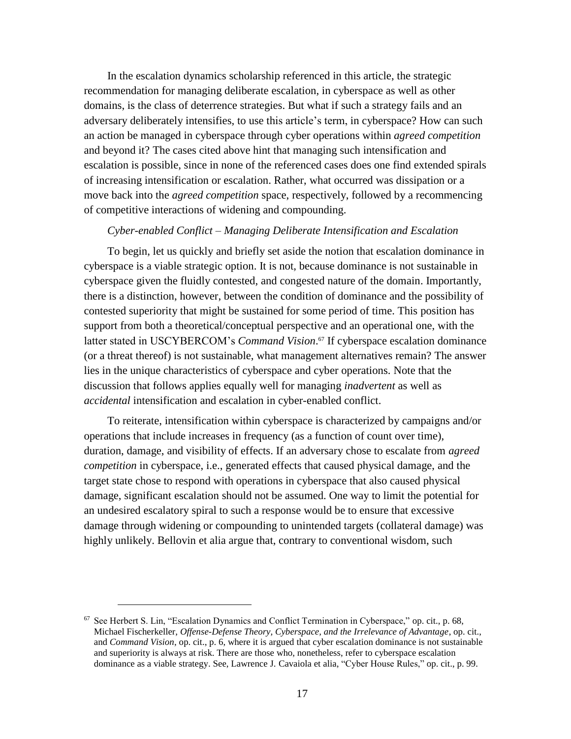In the escalation dynamics scholarship referenced in this article, the strategic recommendation for managing deliberate escalation, in cyberspace as well as other domains, is the class of deterrence strategies. But what if such a strategy fails and an adversary deliberately intensifies, to use this article's term, in cyberspace? How can such an action be managed in cyberspace through cyber operations within *agreed competition* and beyond it? The cases cited above hint that managing such intensification and escalation is possible, since in none of the referenced cases does one find extended spirals of increasing intensification or escalation. Rather, what occurred was dissipation or a move back into the *agreed competition* space, respectively, followed by a recommencing of competitive interactions of widening and compounding.

*Cyber-enabled Conflict – Managing Deliberate Intensification and Escalation*

To begin, let us quickly and briefly set aside the notion that escalation dominance in cyberspace is a viable strategic option. It is not, because dominance is not sustainable in cyberspace given the fluidly contested, and congested nature of the domain. Importantly, there is a distinction, however, between the condition of dominance and the possibility of contested superiority that might be sustained for some period of time. This position has support from both a theoretical/conceptual perspective and an operational one, with the latter stated in USCYBERCOM's *Command Vision*.[67] If cyberspace escalation dominance (or a threat thereof) is not sustainable, what management alternatives remain? The answer lies in the unique characteristics of cyberspace and cyber operations. Note that the discussion that follows applies equally well for managing *inadvertent* as well as *accidental* intensification and escalation in cyber-enabled conflict.

To reiterate, intensification within cyberspace is characterized by campaigns and/or operations that include increases in frequency (as a function of count over time), duration, damage, and visibility of effects. If an adversary chose to escalate from *agreed competition* in cyberspace, i.e., generated effects that caused physical damage, and the target state chose to respond with operations in cyberspace that also caused physical damage, significant escalation should not be assumed. One way to limit the potential for an undesired escalatory spiral to such a response would be to ensure that excessive damage through widening or compounding to unintended targets (collateral damage) was highly unlikely. Bellovin et alia argue that, contrary to conventional wisdom, such

---

[67] See Herbert S. Lin, "Escalation Dynamics and Conflict Termination in Cyberspace," op. cit., p. 68, Michael Fischerkeller, *Offense-Defense Theory, Cyberspace, and the Irrelevance of Advantage*, op. cit., and *Command Vision*, op. cit., p. 6, where it is argued that cyber escalation dominance is not sustainable and superiority is always at risk. There are those who, nonetheless, refer to cyberspace escalation dominance as a viable strategy. See, Lawrence J. Cavaiola et alia, "Cyber House Rules," op. cit., p. 99.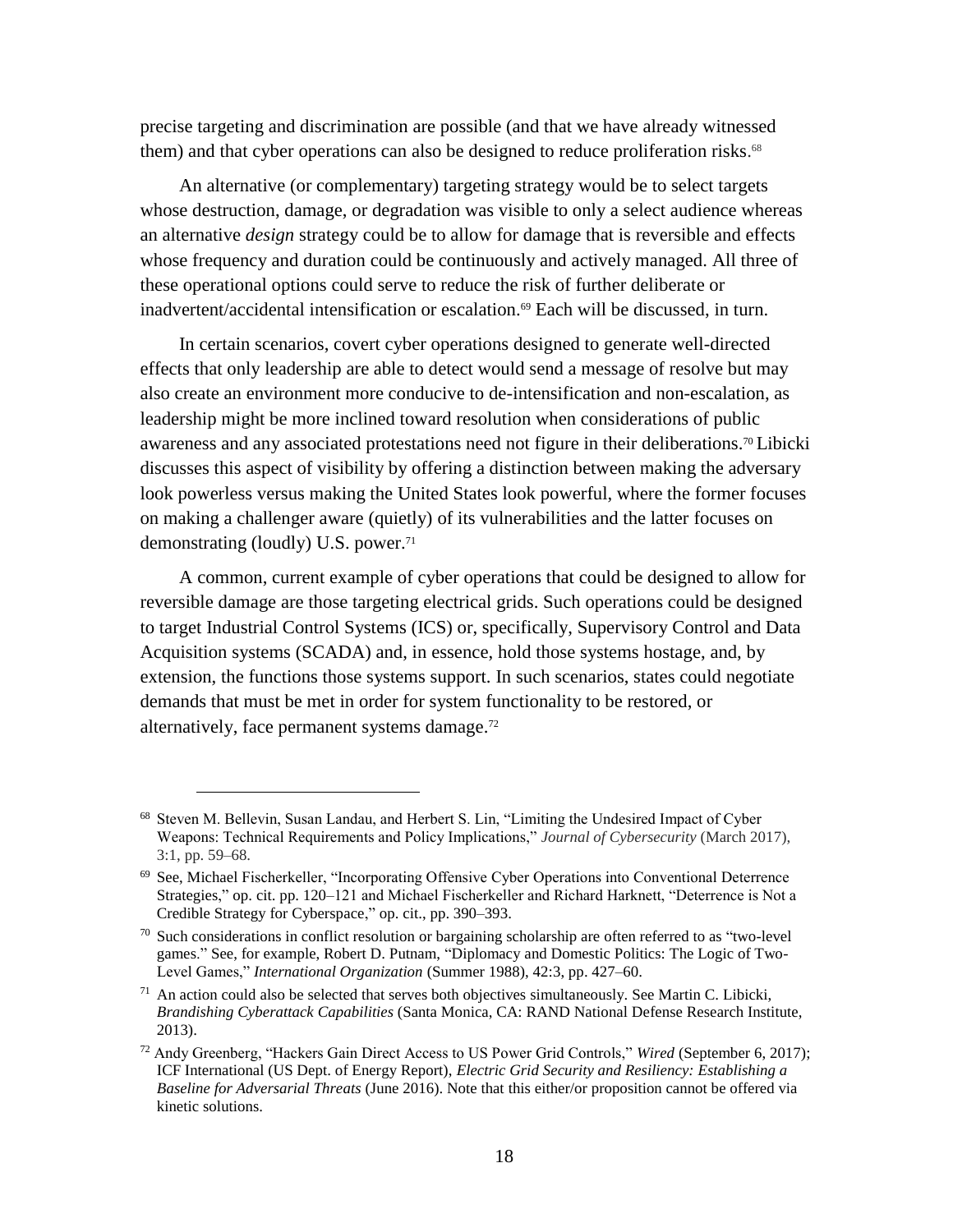precise targeting and discrimination are possible (and that we have already witnessed them) and that cyber operations can also be designed to reduce proliferation risks.[68]

An alternative (or complementary) targeting strategy would be to select targets whose destruction, damage, or degradation was visible to only a select audience whereas an alternative *design* strategy could be to allow for damage that is reversible and effects whose frequency and duration could be continuously and actively managed. All three of these operational options could serve to reduce the risk of further deliberate or inadvertent/accidental intensification or escalation.[69] Each will be discussed, in turn.

In certain scenarios, covert cyber operations designed to generate well-directed effects that only leadership are able to detect would send a message of resolve but may also create an environment more conducive to de-intensification and non-escalation, as leadership might be more inclined toward resolution when considerations of public awareness and any associated protestations need not figure in their deliberations.[70] Libicki discusses this aspect of visibility by offering a distinction between making the adversary look powerless versus making the United States look powerful, where the former focuses on making a challenger aware (quietly) of its vulnerabilities and the latter focuses on demonstrating (loudly) U.S. power.[71]

A common, current example of cyber operations that could be designed to allow for reversible damage are those targeting electrical grids. Such operations could be designed to target Industrial Control Systems (ICS) or, specifically, Supervisory Control and Data Acquisition systems (SCADA) and, in essence, hold those systems hostage, and, by extension, the functions those systems support. In such scenarios, states could negotiate demands that must be met in order for system functionality to be restored, or alternatively, face permanent systems damage.[72]

---

[68] Steven M. Bellevin, Susan Landau, and Herbert S. Lin, "Limiting the Undesired Impact of Cyber Weapons: Technical Requirements and Policy Implications," *Journal of Cybersecurity* (March 2017), 3:1, pp. 59–68.

[69] See, Michael Fischerkeller, "Incorporating Offensive Cyber Operations into Conventional Deterrence Strategies," op. cit. pp. 120–121 and Michael Fischerkeller and Richard Harknett, "Deterrence is Not a Credible Strategy for Cyberspace," op. cit., pp. 390–393.

[70] Such considerations in conflict resolution or bargaining scholarship are often referred to as "two-level games." See, for example, Robert D. Putnam, "Diplomacy and Domestic Politics: The Logic of Two-Level Games," *International Organization* (Summer 1988), 42:3, pp. 427–60.

[71] An action could also be selected that serves both objectives simultaneously. See Martin C. Libicki, *Brandishing Cyberattack Capabilities* (Santa Monica, CA: RAND National Defense Research Institute, 2013).

[72] Andy Greenberg, "Hackers Gain Direct Access to US Power Grid Controls," *Wired* (September 6, 2017); ICF International (US Dept. of Energy Report), *Electric Grid Security and Resiliency: Establishing a Baseline for Adversarial Threats* (June 2016). Note that this either/or proposition cannot be offered via kinetic solutions.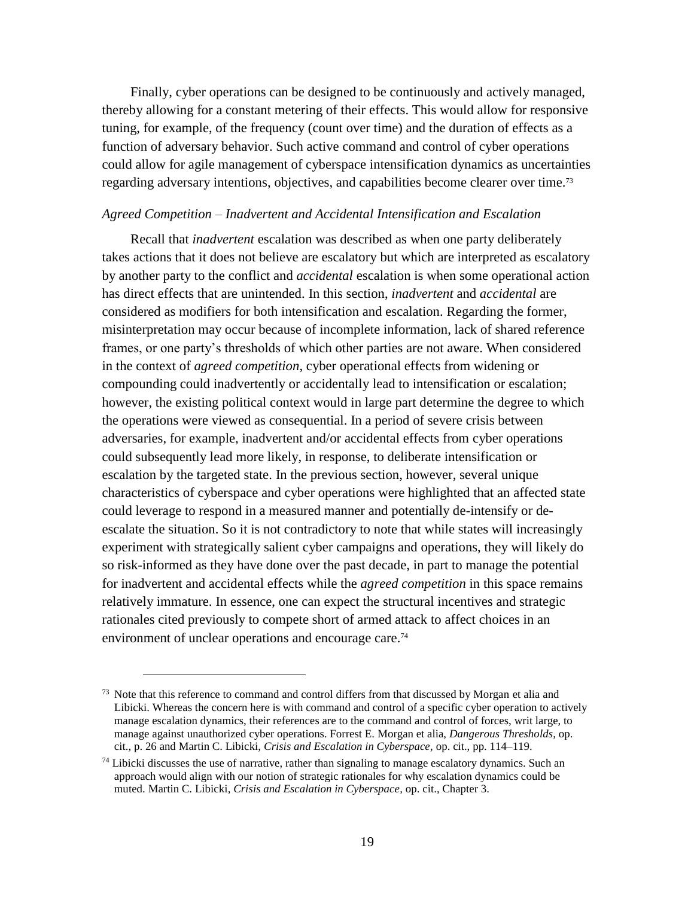Finally, cyber operations can be designed to be continuously and actively managed, thereby allowing for a constant metering of their effects. This would allow for responsive tuning, for example, of the frequency (count over time) and the duration of effects as a function of adversary behavior. Such active command and control of cyber operations could allow for agile management of cyberspace intensification dynamics as uncertainties regarding adversary intentions, objectives, and capabilities become clearer over time.[73]

### *Agreed Competition – Inadvertent and Accidental Intensification and Escalation*

Recall that *inadvertent* escalation was described as when one party deliberately takes actions that it does not believe are escalatory but which are interpreted as escalatory by another party to the conflict and *accidental* escalation is when some operational action has direct effects that are unintended. In this section, *inadvertent* and *accidental* are considered as modifiers for both intensification and escalation. Regarding the former, misinterpretation may occur because of incomplete information, lack of shared reference frames, or one party's thresholds of which other parties are not aware. When considered in the context of *agreed competition*, cyber operational effects from widening or compounding could inadvertently or accidentally lead to intensification or escalation; however, the existing political context would in large part determine the degree to which the operations were viewed as consequential. In a period of severe crisis between adversaries, for example, inadvertent and/or accidental effects from cyber operations could subsequently lead more likely, in response, to deliberate intensification or escalation by the targeted state. In the previous section, however, several unique characteristics of cyberspace and cyber operations were highlighted that an affected state could leverage to respond in a measured manner and potentially de-intensify or de-escalate the situation. So it is not contradictory to note that while states will increasingly experiment with strategically salient cyber campaigns and operations, they will likely do so risk-informed as they have done over the past decade, in part to manage the potential for inadvertent and accidental effects while the *agreed competition* in this space remains relatively immature. In essence, one can expect the structural incentives and strategic rationales cited previously to compete short of armed attack to affect choices in an environment of unclear operations and encourage care.[74]

---

[73] Note that this reference to command and control differs from that discussed by Morgan et alia and Libicki. Whereas the concern here is with command and control of a specific cyber operation to actively manage escalation dynamics, their references are to the command and control of forces, writ large, to manage against unauthorized cyber operations. Forrest E. Morgan et alia, *Dangerous Thresholds*, op. cit., p. 26 and Martin C. Libicki, *Crisis and Escalation in Cyberspace*, op. cit., pp. 114–119.

[74] Libicki discusses the use of narrative, rather than signaling to manage escalatory dynamics. Such an approach would align with our notion of strategic rationales for why escalation dynamics could be muted. Martin C. Libicki, *Crisis and Escalation in Cyberspace*, op. cit., Chapter 3.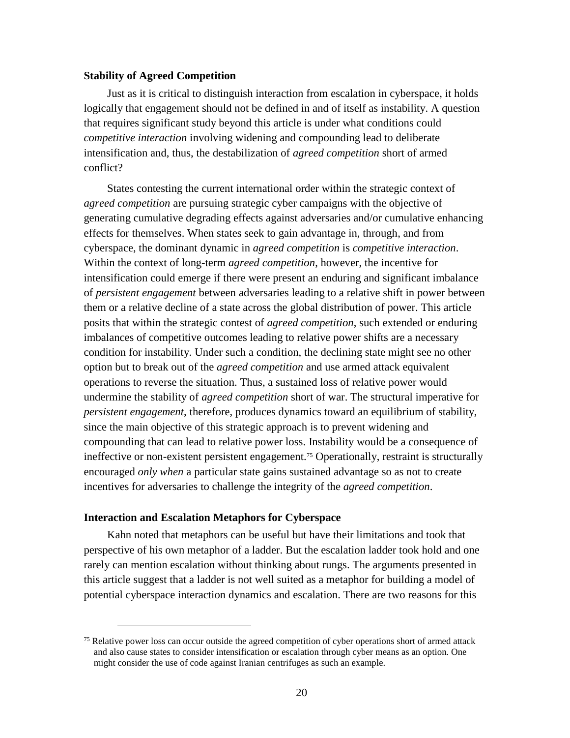### Stability of Agreed Competition

Just as it is critical to distinguish interaction from escalation in cyberspace, it holds logically that engagement should not be defined in and of itself as instability. A question that requires significant study beyond this article is under what conditions could *competitive interaction* involving widening and compounding lead to deliberate intensification and, thus, the destabilization of *agreed competition* short of armed conflict?

States contesting the current international order within the strategic context of *agreed competition* are pursuing strategic cyber campaigns with the objective of generating cumulative degrading effects against adversaries and/or cumulative enhancing effects for themselves. When states seek to gain advantage in, through, and from cyberspace, the dominant dynamic in *agreed competition* is *competitive interaction*. Within the context of long-term *agreed competition*, however, the incentive for intensification could emerge if there were present an enduring and significant imbalance of *persistent engagement* between adversaries leading to a relative shift in power between them or a relative decline of a state across the global distribution of power. This article posits that within the strategic contest of *agreed competition*, such extended or enduring imbalances of competitive outcomes leading to relative power shifts are a necessary condition for instability. Under such a condition, the declining state might see no other option but to break out of the *agreed competition* and use armed attack equivalent operations to reverse the situation. Thus, a sustained loss of relative power would undermine the stability of *agreed competition* short of war. The structural imperative for *persistent engagement*, therefore, produces dynamics toward an equilibrium of stability, since the main objective of this strategic approach is to prevent widening and compounding that can lead to relative power loss. Instability would be a consequence of ineffective or non-existent persistent engagement.[75] Operationally, restraint is structurally encouraged *only when* a particular state gains sustained advantage so as not to create incentives for adversaries to challenge the integrity of the *agreed competition*.

### Interaction and Escalation Metaphors for Cyberspace

Kahn noted that metaphors can be useful but have their limitations and took that perspective of his own metaphor of a ladder. But the escalation ladder took hold and one rarely can mention escalation without thinking about rungs. The arguments presented in this article suggest that a ladder is not well suited as a metaphor for building a model of potential cyberspace interaction dynamics and escalation. There are two reasons for this

[75] Relative power loss can occur outside the agreed competition of cyber operations short of armed attack and also cause states to consider intensification or escalation through cyber means as an option. One might consider the use of code against Iranian centrifuges as such an example.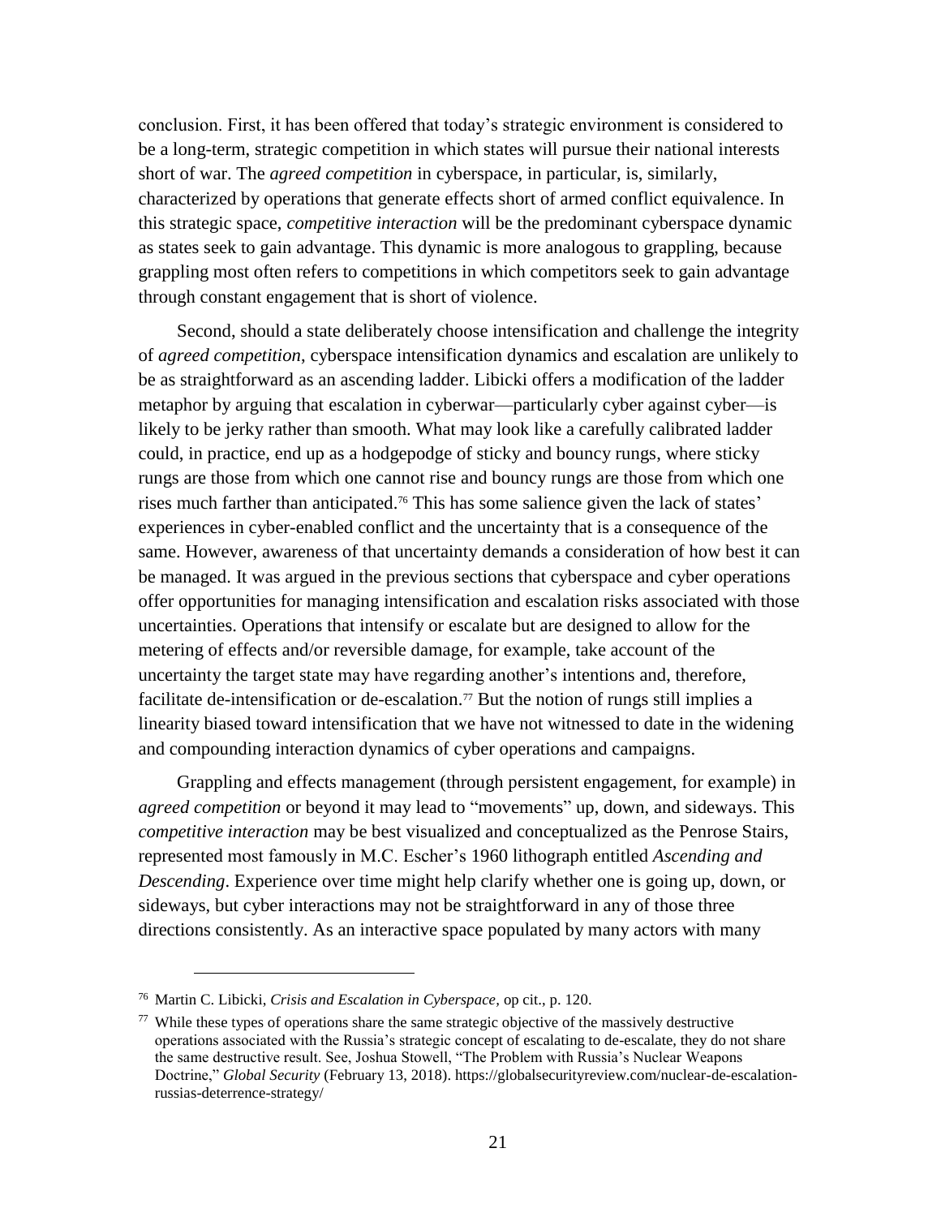conclusion. First, it has been offered that today's strategic environment is considered to be a long-term, strategic competition in which states will pursue their national interests short of war. The *agreed competition* in cyberspace, in particular, is, similarly, characterized by operations that generate effects short of armed conflict equivalence. In this strategic space, *competitive interaction* will be the predominant cyberspace dynamic as states seek to gain advantage. This dynamic is more analogous to grappling, because grappling most often refers to competitions in which competitors seek to gain advantage through constant engagement that is short of violence.

Second, should a state deliberately choose intensification and challenge the integrity of *agreed competition*, cyberspace intensification dynamics and escalation are unlikely to be as straightforward as an ascending ladder. Libicki offers a modification of the ladder metaphor by arguing that escalation in cyberwar—particularly cyber against cyber—is likely to be jerky rather than smooth. What may look like a carefully calibrated ladder could, in practice, end up as a hodgepodge of sticky and bouncy rungs, where sticky rungs are those from which one cannot rise and bouncy rungs are those from which one rises much farther than anticipated.[76] This has some salience given the lack of states' experiences in cyber-enabled conflict and the uncertainty that is a consequence of the same. However, awareness of that uncertainty demands a consideration of how best it can be managed. It was argued in the previous sections that cyberspace and cyber operations offer opportunities for managing intensification and escalation risks associated with those uncertainties. Operations that intensify or escalate but are designed to allow for the metering of effects and/or reversible damage, for example, take account of the uncertainty the target state may have regarding another's intentions and, therefore, facilitate de-intensification or de-escalation.[77] But the notion of rungs still implies a linearity biased toward intensification that we have not witnessed to date in the widening and compounding interaction dynamics of cyber operations and campaigns.

Grappling and effects management (through persistent engagement, for example) in *agreed competition* or beyond it may lead to "movements" up, down, and sideways. This *competitive interaction* may be best visualized and conceptualized as the Penrose Stairs, represented most famously in M.C. Escher's 1960 lithograph entitled *Ascending and Descending*. Experience over time might help clarify whether one is going up, down, or sideways, but cyber interactions may not be straightforward in any of those three directions consistently. As an interactive space populated by many actors with many

---

[76] Martin C. Libicki, *Crisis and Escalation in Cyberspace,* op cit., p. 120.

[77] While these types of operations share the same strategic objective of the massively destructive operations associated with the Russia's strategic concept of escalating to de-escalate, they do not share the same destructive result. See, Joshua Stowell, "The Problem with Russia's Nuclear Weapons Doctrine," *Global Security* (February 13, 2018). https://globalsecurityreview.com/nuclear-de-escalation-russias-deterrence-strategy/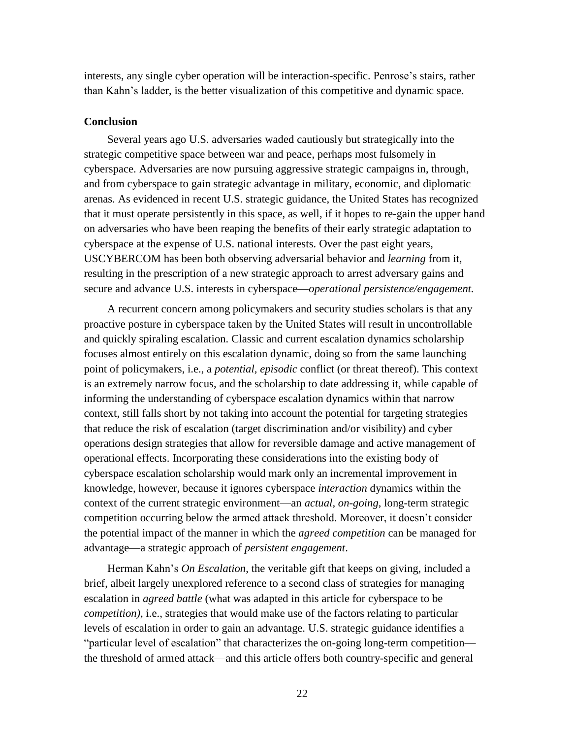interests, any single cyber operation will be interaction-specific. Penrose's stairs, rather than Kahn's ladder, is the better visualization of this competitive and dynamic space.

**Conclusion**

Several years ago U.S. adversaries waded cautiously but strategically into the strategic competitive space between war and peace, perhaps most fulsomely in cyberspace. Adversaries are now pursuing aggressive strategic campaigns in, through, and from cyberspace to gain strategic advantage in military, economic, and diplomatic arenas. As evidenced in recent U.S. strategic guidance, the United States has recognized that it must operate persistently in this space, as well, if it hopes to re-gain the upper hand on adversaries who have been reaping the benefits of their early strategic adaptation to cyberspace at the expense of U.S. national interests. Over the past eight years, USCYBERCOM has been both observing adversarial behavior and *learning* from it, resulting in the prescription of a new strategic approach to arrest adversary gains and secure and advance U.S. interests in cyberspace—*operational persistence/engagement.*

A recurrent concern among policymakers and security studies scholars is that any proactive posture in cyberspace taken by the United States will result in uncontrollable and quickly spiraling escalation. Classic and current escalation dynamics scholarship focuses almost entirely on this escalation dynamic, doing so from the same launching point of policymakers, i.e., a *potential, episodic* conflict (or threat thereof). This context is an extremely narrow focus, and the scholarship to date addressing it, while capable of informing the understanding of cyberspace escalation dynamics within that narrow context, still falls short by not taking into account the potential for targeting strategies that reduce the risk of escalation (target discrimination and/or visibility) and cyber operations design strategies that allow for reversible damage and active management of operational effects. Incorporating these considerations into the existing body of cyberspace escalation scholarship would mark only an incremental improvement in knowledge, however, because it ignores cyberspace *interaction* dynamics within the context of the current strategic environment—an *actual, on-going*, long-term strategic competition occurring below the armed attack threshold. Moreover, it doesn't consider the potential impact of the manner in which the *agreed competition* can be managed for advantage—a strategic approach of *persistent engagement*.

Herman Kahn's *On Escalation*, the veritable gift that keeps on giving, included a brief, albeit largely unexplored reference to a second class of strategies for managing escalation in *agreed battle* (what was adapted in this article for cyberspace to be *competition)*, i.e., strategies that would make use of the factors relating to particular levels of escalation in order to gain an advantage. U.S. strategic guidance identifies a "particular level of escalation" that characterizes the on-going long-term competition—the threshold of armed attack—and this article offers both country-specific and general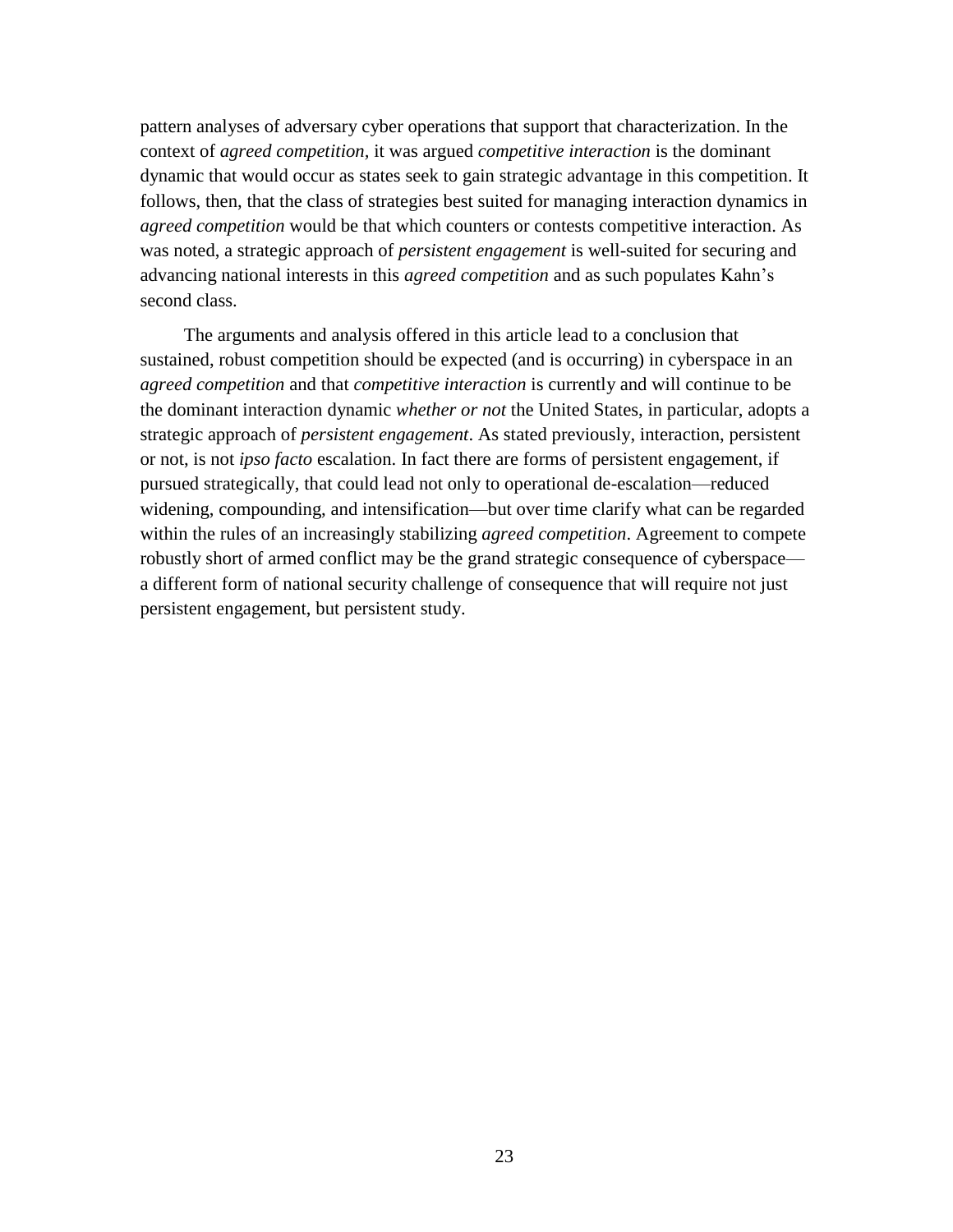pattern analyses of adversary cyber operations that support that characterization. In the context of *agreed competition,* it was argued *competitive interaction* is the dominant dynamic that would occur as states seek to gain strategic advantage in this competition. It follows, then, that the class of strategies best suited for managing interaction dynamics in *agreed competition* would be that which counters or contests competitive interaction. As was noted, a strategic approach of *persistent engagement* is well-suited for securing and advancing national interests in this *agreed competition* and as such populates Kahn's second class.

The arguments and analysis offered in this article lead to a conclusion that sustained, robust competition should be expected (and is occurring) in cyberspace in an *agreed competition* and that *competitive interaction* is currently and will continue to be the dominant interaction dynamic *whether or not* the United States, in particular, adopts a strategic approach of *persistent engagement*. As stated previously, interaction, persistent or not, is not *ipso facto* escalation. In fact there are forms of persistent engagement, if pursued strategically, that could lead not only to operational de-escalation—reduced widening, compounding, and intensification—but over time clarify what can be regarded within the rules of an increasingly stabilizing *agreed competition*. Agreement to compete robustly short of armed conflict may be the grand strategic consequence of cyberspace—a different form of national security challenge of consequence that will require not just persistent engagement, but persistent study.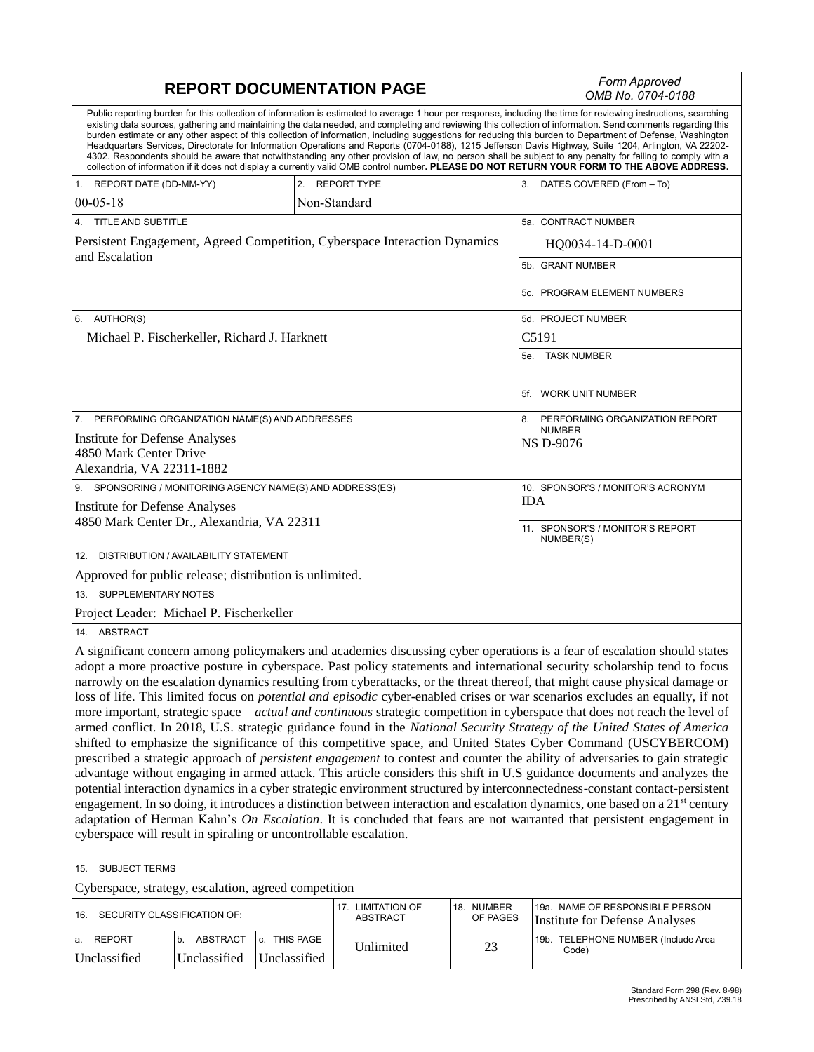# REPORT DOCUMENTATION PAGE

*Form Approved*
*OMB No. 0704-0188*

Public reporting burden for this collection of information is estimated to average 1 hour per response, including the time for reviewing instructions, searching existing data sources, gathering and maintaining the data needed, and completing and reviewing this collection of information. Send comments regarding this burden estimate or any other aspect of this collection of information, including suggestions for reducing this burden to Department of Defense, Washington Headquarters Services, Directorate for Information Operations and Reports (0704-0188), 1215 Jefferson Davis Highway, Suite 1204, Arlington, VA 22202-4302. Respondents should be aware that notwithstanding any other provision of law, no person shall be subject to any penalty for failing to comply with a collection of information if it does not display a currently valid OMB control number. **PLEASE DO NOT RETURN YOUR FORM TO THE ABOVE ADDRESS.**

| | | |
|---|---|---|
| 1. REPORT DATE (DD-MM-YY)<br>00-05-18 | 2. REPORT TYPE<br>Non-Standard | 3. DATES COVERED (From – To) |
| 4. TITLE AND SUBTITLE<br>Persistent Engagement, Agreed Competition, Cyberspace Interaction Dynamics and Escalation | | 5a. CONTRACT NUMBER<br>HQ0034-14-D-0001 |
| | | 5b. GRANT NUMBER |
| | | 5c. PROGRAM ELEMENT NUMBERS |
| 6. AUTHOR(S)<br>Michael P. Fischerkeller, Richard J. Harknett | | 5d. PROJECT NUMBER<br>C5191 |
| | | 5e. TASK NUMBER |
| | | 5f. WORK UNIT NUMBER |
| 7. PERFORMING ORGANIZATION NAME(S) AND ADDRESSES<br>Institute for Defense Analyses<br>4850 Mark Center Drive<br>Alexandria, VA 22311-1882 | | 8. PERFORMING ORGANIZATION REPORT NUMBER<br>NS D-9076 |
| 9. SPONSORING / MONITORING AGENCY NAME(S) AND ADDRESS(ES)<br>Institute for Defense Analyses<br>4850 Mark Center Dr., Alexandria, VA 22311 | | 10. SPONSOR'S / MONITOR'S ACRONYM<br>IDA |
| | | 11. SPONSOR'S / MONITOR'S REPORT NUMBER(S) |

12. DISTRIBUTION / AVAILABILITY STATEMENT

Approved for public release; distribution is unlimited.

13. SUPPLEMENTARY NOTES

Project Leader: Michael P. Fischerkeller

14. ABSTRACT

A significant concern among policymakers and academics discussing cyber operations is a fear of escalation should states adopt a more proactive posture in cyberspace. Past policy statements and international security scholarship tend to focus narrowly on the escalation dynamics resulting from cyberattacks, or the threat thereof, that might cause physical damage or loss of life. This limited focus on *potential and episodic* cyber-enabled crises or war scenarios excludes an equally, if not more important, strategic space—*actual and continuous* strategic competition in cyberspace that does not reach the level of armed conflict. In 2018, U.S. strategic guidance found in the *National Security Strategy of the United States of America* shifted to emphasize the significance of this competitive space, and United States Cyber Command (USCYBERCOM) prescribed a strategic approach of *persistent engagement* to contest and counter the ability of adversaries to gain strategic advantage without engaging in armed attack. This article considers this shift in U.S guidance documents and analyzes the potential interaction dynamics in a cyber strategic environment structured by interconnectedness-constant contact-persistent engagement. In so doing, it introduces a distinction between interaction and escalation dynamics, one based on a 21st century adaptation of Herman Kahn's *On Escalation*. It is concluded that fears are not warranted that persistent engagement in cyberspace will result in spiraling or uncontrollable escalation.

15. SUBJECT TERMS

Cyberspace, strategy, escalation, agreed competition

| 16. SECURITY CLASSIFICATION OF: | | | 17. LIMITATION OF ABSTRACT | 18. NUMBER OF PAGES | 19a. NAME OF RESPONSIBLE PERSON<br>Institute for Defense Analyses |
|---|---|---|---|---|---|
| a. REPORT<br>Unclassified | b. ABSTRACT<br>Unclassified | c. THIS PAGE<br>Unclassified | Unlimited | 23 | 19b. TELEPHONE NUMBER (Include Area Code) |

Standard Form 298 (Rev. 8-98)
Prescribed by ANSI Std, Z39.18